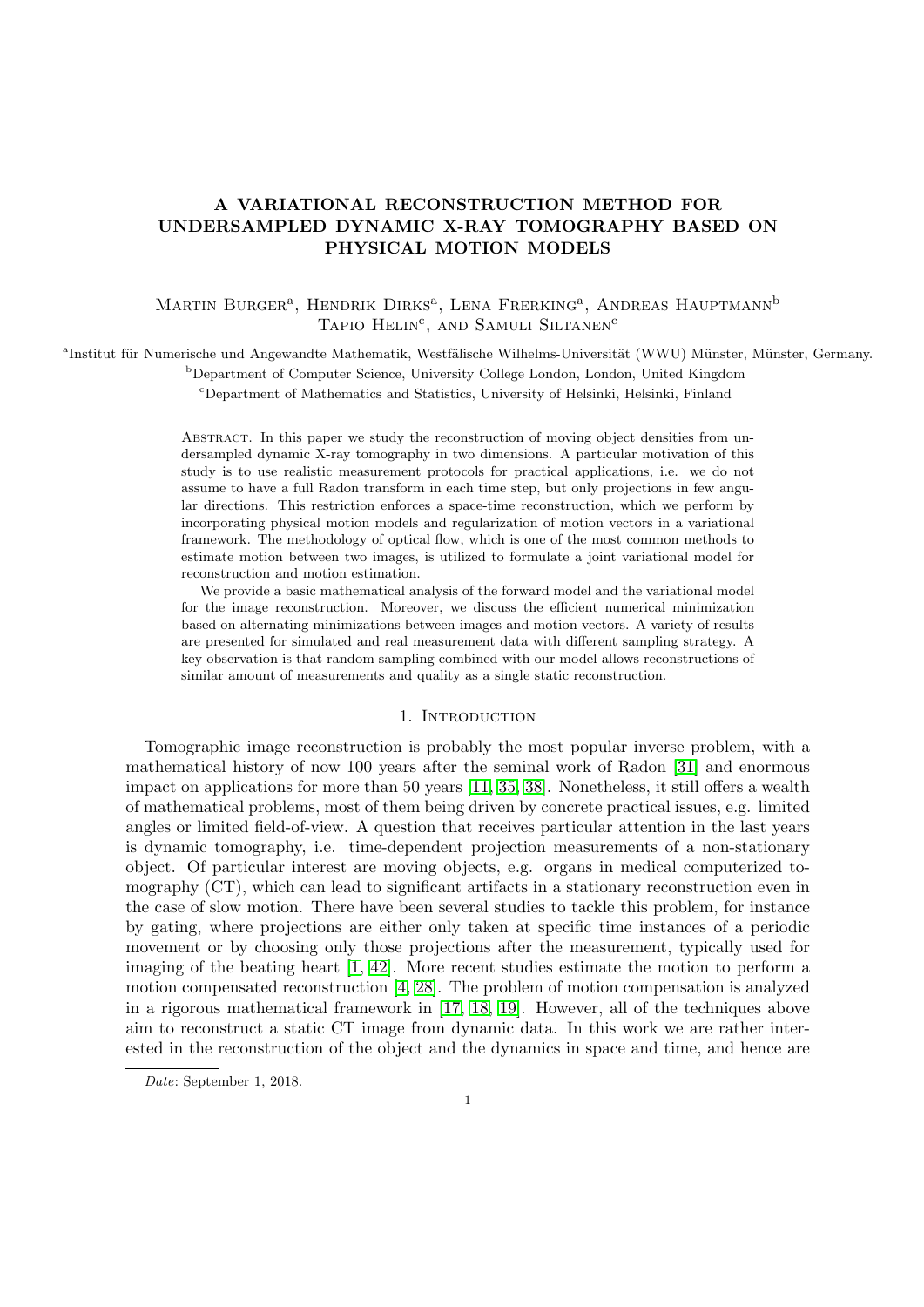# A VARIATIONAL RECONSTRUCTION METHOD FOR UNDERSAMPLED DYNAMIC X-RAY TOMOGRAPHY BASED ON PHYSICAL MOTION MODELS

Martin Burger[a], Hendrik Dirks[a], Lena Frerking[a], Andreas Hauptmann[b]
Tapio Helin[c], and Samuli Siltanen[c]

[a]Institut für Numerische und Angewandte Mathematik, Westfälische Wilhelms-Universität (WWU) Münster, Münster, Germany.

[b]Department of Computer Science, University College London, London, United Kingdom

[c]Department of Mathematics and Statistics, University of Helsinki, Helsinki, Finland

Abstract. In this paper we study the reconstruction of moving object densities from undersampled dynamic X-ray tomography in two dimensions. A particular motivation of this study is to use realistic measurement protocols for practical applications, i.e. we do not assume to have a full Radon transform in each time step, but only projections in few angular directions. This restriction enforces a space-time reconstruction, which we perform by incorporating physical motion models and regularization of motion vectors in a variational framework. The methodology of optical flow, which is one of the most common methods to estimate motion between two images, is utilized to formulate a joint variational model for reconstruction and motion estimation.

We provide a basic mathematical analysis of the forward model and the variational model for the image reconstruction. Moreover, we discuss the efficient numerical minimization based on alternating minimizations between images and motion vectors. A variety of results are presented for simulated and real measurement data with different sampling strategy. A key observation is that random sampling combined with our model allows reconstructions of similar amount of measurements and quality as a single static reconstruction.

## 1. Introduction

Tomographic image reconstruction is probably the most popular inverse problem, with a mathematical history of now 100 years after the seminal work of Radon [31] and enormous impact on applications for more than 50 years [11, 35, 38]. Nonetheless, it still offers a wealth of mathematical problems, most of them being driven by concrete practical issues, e.g. limited angles or limited field-of-view. A question that receives particular attention in the last years is dynamic tomography, i.e. time-dependent projection measurements of a non-stationary object. Of particular interest are moving objects, e.g. organs in medical computerized tomography (CT), which can lead to significant artifacts in a stationary reconstruction even in the case of slow motion. There have been several studies to tackle this problem, for instance by gating, where projections are either only taken at specific time instances of a periodic movement or by choosing only those projections after the measurement, typically used for imaging of the beating heart [1, 42]. More recent studies estimate the motion to perform a motion compensated reconstruction [4, 28]. The problem of motion compensation is analyzed in a rigorous mathematical framework in [17, 18, 19]. However, all of the techniques above aim to reconstruct a static CT image from dynamic data. In this work we are rather interested in the reconstruction of the object and the dynamics in space and time, and hence are

*Date*: September 1, 2018.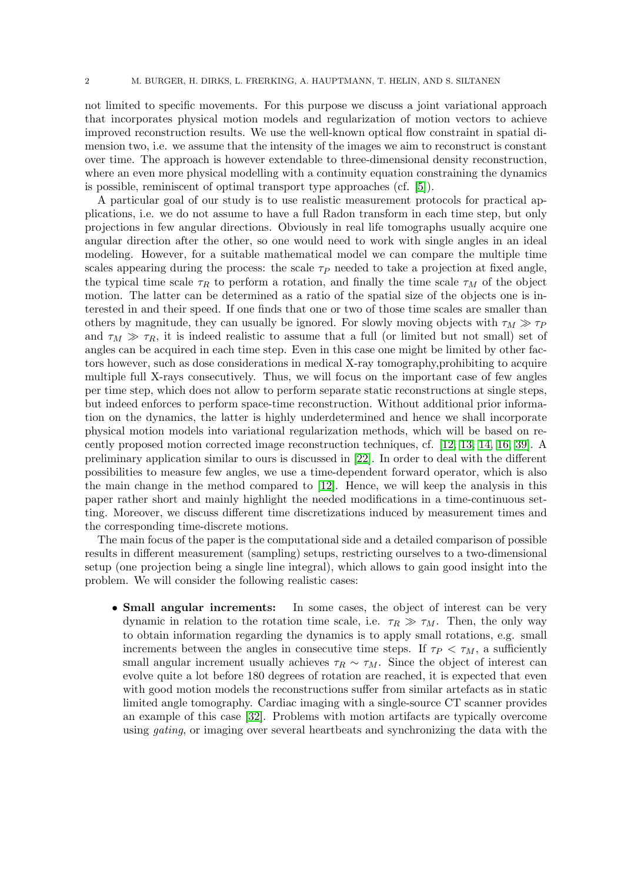not limited to specific movements. For this purpose we discuss a joint variational approach that incorporates physical motion models and regularization of motion vectors to achieve improved reconstruction results. We use the well-known optical flow constraint in spatial dimension two, i.e. we assume that the intensity of the images we aim to reconstruct is constant over time. The approach is however extendable to three-dimensional density reconstruction, where an even more physical modelling with a continuity equation constraining the dynamics is possible, reminiscent of optimal transport type approaches (cf. [5]).

A particular goal of our study is to use realistic measurement protocols for practical applications, i.e. we do not assume to have a full Radon transform in each time step, but only projections in few angular directions. Obviously in real life tomographs usually acquire one angular direction after the other, so one would need to work with single angles in an ideal modeling. However, for a suitable mathematical model we can compare the multiple time scales appearing during the process: the scale $\tau_P$ needed to take a projection at fixed angle, the typical time scale $\tau_R$ to perform a rotation, and finally the time scale $\tau_M$ of the object motion. The latter can be determined as a ratio of the spatial size of the objects one is interested in and their speed. If one finds that one or two of those time scales are smaller than others by magnitude, they can usually be ignored. For slowly moving objects with $\tau_M \gg \tau_P$ and $\tau_M \gg \tau_R$, it is indeed realistic to assume that a full (or limited but not small) set of angles can be acquired in each time step. Even in this case one might be limited by other factors however, such as dose considerations in medical X-ray tomography,prohibiting to acquire multiple full X-rays consecutively. Thus, we will focus on the important case of few angles per time step, which does not allow to perform separate static reconstructions at single steps, but indeed enforces to perform space-time reconstruction. Without additional prior information on the dynamics, the latter is highly underdetermined and hence we shall incorporate physical motion models into variational regularization methods, which will be based on recently proposed motion corrected image reconstruction techniques, cf. [12, 13, 14, 16, 39]. A preliminary application similar to ours is discussed in [22]. In order to deal with the different possibilities to measure few angles, we use a time-dependent forward operator, which is also the main change in the method compared to [12]. Hence, we will keep the analysis in this paper rather short and mainly highlight the needed modifications in a time-continuous setting. Moreover, we discuss different time discretizations induced by measurement times and the corresponding time-discrete motions.

The main focus of the paper is the computational side and a detailed comparison of possible results in different measurement (sampling) setups, restricting ourselves to a two-dimensional setup (one projection being a single line integral), which allows to gain good insight into the problem. We will consider the following realistic cases:

- **Small angular increments:** In some cases, the object of interest can be very dynamic in relation to the rotation time scale, i.e. $\tau_R \gg \tau_M$. Then, the only way to obtain information regarding the dynamics is to apply small rotations, e.g. small increments between the angles in consecutive time steps. If $\tau_P < \tau_M$, a sufficiently small angular increment usually achieves $\tau_R \sim \tau_M$. Since the object of interest can evolve quite a lot before 180 degrees of rotation are reached, it is expected that even with good motion models the reconstructions suffer from similar artefacts as in static limited angle tomography. Cardiac imaging with a single-source CT scanner provides an example of this case [32]. Problems with motion artifacts are typically overcome using *gating*, or imaging over several heartbeats and synchronizing the data with the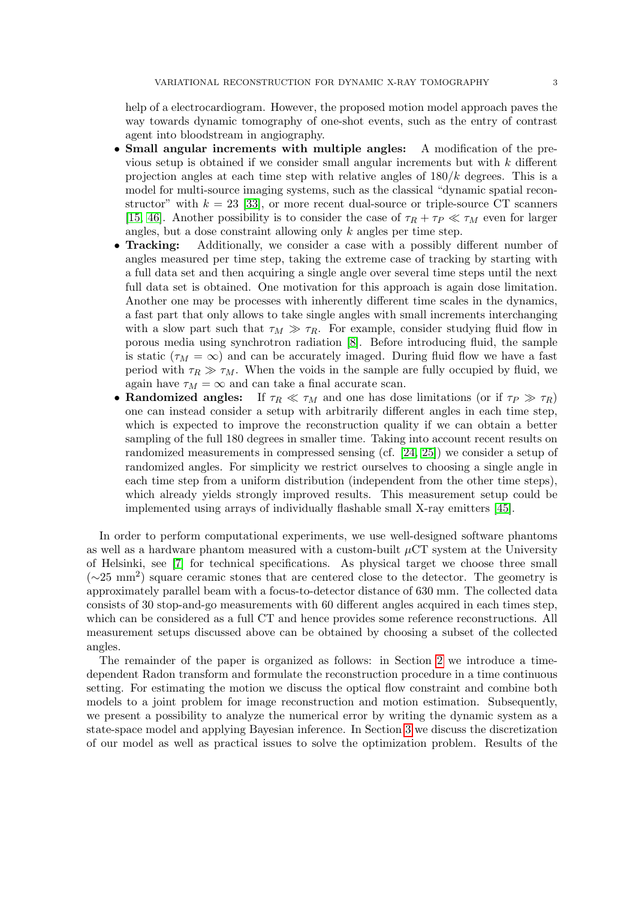help of a electrocardiogram. However, the proposed motion model approach paves the way towards dynamic tomography of one-shot events, such as the entry of contrast agent into bloodstream in angiography.

- **Small angular increments with multiple angles:** A modification of the previous setup is obtained if we consider small angular increments but with $k$ different projection angles at each time step with relative angles of $180/k$ degrees. This is a model for multi-source imaging systems, such as the classical "dynamic spatial reconstructor" with $k = 23$ [33], or more recent dual-source or triple-source CT scanners [15, 46]. Another possibility is to consider the case of $\tau_R + \tau_P \ll \tau_M$ even for larger angles, but a dose constraint allowing only $k$ angles per time step.
- **Tracking:** Additionally, we consider a case with a possibly different number of angles measured per time step, taking the extreme case of tracking by starting with a full data set and then acquiring a single angle over several time steps until the next full data set is obtained. One motivation for this approach is again dose limitation. Another one may be processes with inherently different time scales in the dynamics, a fast part that only allows to take single angles with small increments interchanging with a slow part such that $\tau_M \gg \tau_R$. For example, consider studying fluid flow in porous media using synchrotron radiation [8]. Before introducing fluid, the sample is static ($\tau_M = \infty$) and can be accurately imaged. During fluid flow we have a fast period with $\tau_R \gg \tau_M$. When the voids in the sample are fully occupied by fluid, we again have $\tau_M = \infty$ and can take a final accurate scan.
- **Randomized angles:** If $\tau_R \ll \tau_M$ and one has dose limitations (or if $\tau_P \gg \tau_R$) one can instead consider a setup with arbitrarily different angles in each time step, which is expected to improve the reconstruction quality if we can obtain a better sampling of the full 180 degrees in smaller time. Taking into account recent results on randomized measurements in compressed sensing (cf. [24, 25]) we consider a setup of randomized angles. For simplicity we restrict ourselves to choosing a single angle in each time step from a uniform distribution (independent from the other time steps), which already yields strongly improved results. This measurement setup could be implemented using arrays of individually flashable small X-ray emitters [45].

In order to perform computational experiments, we use well-designed software phantoms as well as a hardware phantom measured with a custom-built $\mu$CT system at the University of Helsinki, see [7] for technical specifications. As physical target we choose three small ($\sim$25 mm$^2$) square ceramic stones that are centered close to the detector. The geometry is approximately parallel beam with a focus-to-detector distance of 630 mm. The collected data consists of 30 stop-and-go measurements with 60 different angles acquired in each times step, which can be considered as a full CT and hence provides some reference reconstructions. All measurement setups discussed above can be obtained by choosing a subset of the collected angles.

The remainder of the paper is organized as follows: in Section 2 we introduce a time-dependent Radon transform and formulate the reconstruction procedure in a time continuous setting. For estimating the motion we discuss the optical flow constraint and combine both models to a joint problem for image reconstruction and motion estimation. Subsequently, we present a possibility to analyze the numerical error by writing the dynamic system as a state-space model and applying Bayesian inference. In Section 3 we discuss the discretization of our model as well as practical issues to solve the optimization problem. Results of the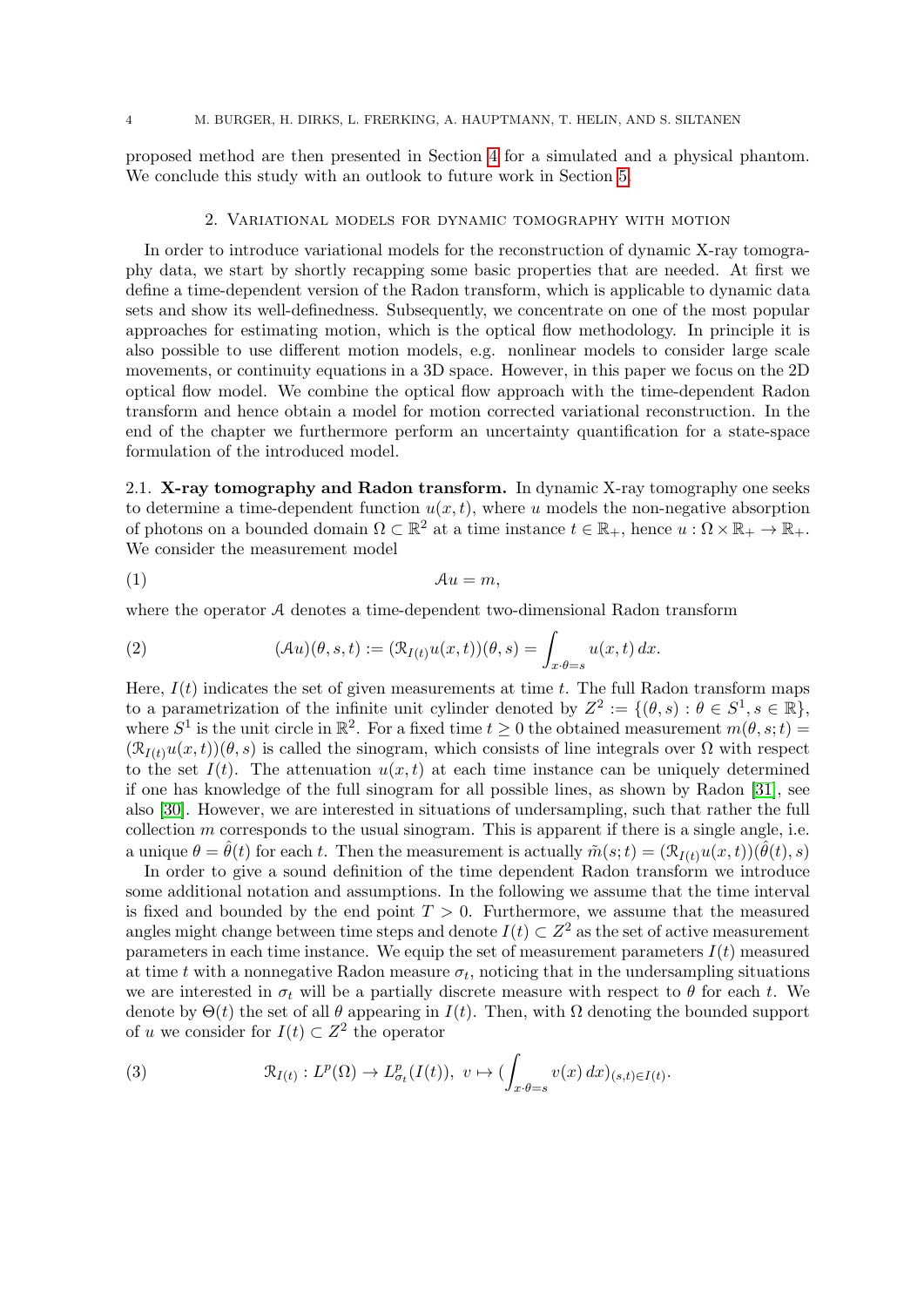proposed method are then presented in Section 4 for a simulated and a physical phantom. We conclude this study with an outlook to future work in Section 5.

## 2. Variational models for dynamic tomography with motion

In order to introduce variational models for the reconstruction of dynamic X-ray tomography data, we start by shortly recapping some basic properties that are needed. At first we define a time-dependent version of the Radon transform, which is applicable to dynamic data sets and show its well-definedness. Subsequently, we concentrate on one of the most popular approaches for estimating motion, which is the optical flow methodology. In principle it is also possible to use different motion models, e.g. nonlinear models to consider large scale movements, or continuity equations in a 3D space. However, in this paper we focus on the 2D optical flow model. We combine the optical flow approach with the time-dependent Radon transform and hence obtain a model for motion corrected variational reconstruction. In the end of the chapter we furthermore perform an uncertainty quantification for a state-space formulation of the introduced model.

### 2.1. X-ray tomography and Radon transform.

In dynamic X-ray tomography one seeks to determine a time-dependent function $u(x, t)$, where $u$ models the non-negative absorption of photons on a bounded domain $\Omega \subset \mathbb{R}^2$ at a time instance $t \in \mathbb{R}_+$, hence $u : \Omega \times \mathbb{R}_+ \to \mathbb{R}_+$. We consider the measurement model

$$\mathcal{A}u = m, \tag{1}$$

where the operator $\mathcal{A}$ denotes a time-dependent two-dimensional Radon transform

$$(\mathcal{A}u)(\theta, s, t) := (\mathcal{R}_{I(t)} u(x, t))(\theta, s) = \int_{x \cdot \theta = s} u(x, t)\, dx. \tag{2}$$

Here, $I(t)$ indicates the set of given measurements at time $t$. The full Radon transform maps to a parametrization of the infinite unit cylinder denoted by $Z^2 := \{(\theta, s) : \theta \in S^1, s \in \mathbb{R}\}$, where $S^1$ is the unit circle in $\mathbb{R}^2$. For a fixed time $t \geq 0$ the obtained measurement $m(\theta, s; t) = (\mathcal{R}_{I(t)} u(x, t))(\theta, s)$ is called the sinogram, which consists of line integrals over $\Omega$ with respect to the set $I(t)$. The attenuation $u(x, t)$ at each time instance can be uniquely determined if one has knowledge of the full sinogram for all possible lines, as shown by Radon [31], see also [30]. However, we are interested in situations of undersampling, such that rather the full collection $m$ corresponds to the usual sinogram. This is apparent if there is a single angle, i.e. a unique $\theta = \hat{\theta}(t)$ for each $t$. Then the measurement is actually $\tilde{m}(s; t) = (\mathcal{R}_{I(t)} u(x, t))(\hat{\theta}(t), s)$

In order to give a sound definition of the time dependent Radon transform we introduce some additional notation and assumptions. In the following we assume that the time interval is fixed and bounded by the end point $T > 0$. Furthermore, we assume that the measured angles might change between time steps and denote $I(t) \subset Z^2$ as the set of active measurement parameters in each time instance. We equip the set of measurement parameters $I(t)$ measured at time $t$ with a nonnegative Radon measure $\sigma_t$, noticing that in the undersampling situations we are interested in $\sigma_t$ will be a partially discrete measure with respect to $\theta$ for each $t$. We denote by $\Theta(t)$ the set of all $\theta$ appearing in $I(t)$. Then, with $\Omega$ denoting the bounded support of $u$ we consider for $I(t) \subset Z^2$ the operator

$$\mathcal{R}_{I(t)} : L^p(\Omega) \to L^p_{\sigma_t}(I(t)),\ v \mapsto (\int_{x \cdot \theta = s} v(x)\, dx)_{(s,t) \in I(t)}. \tag{3}$$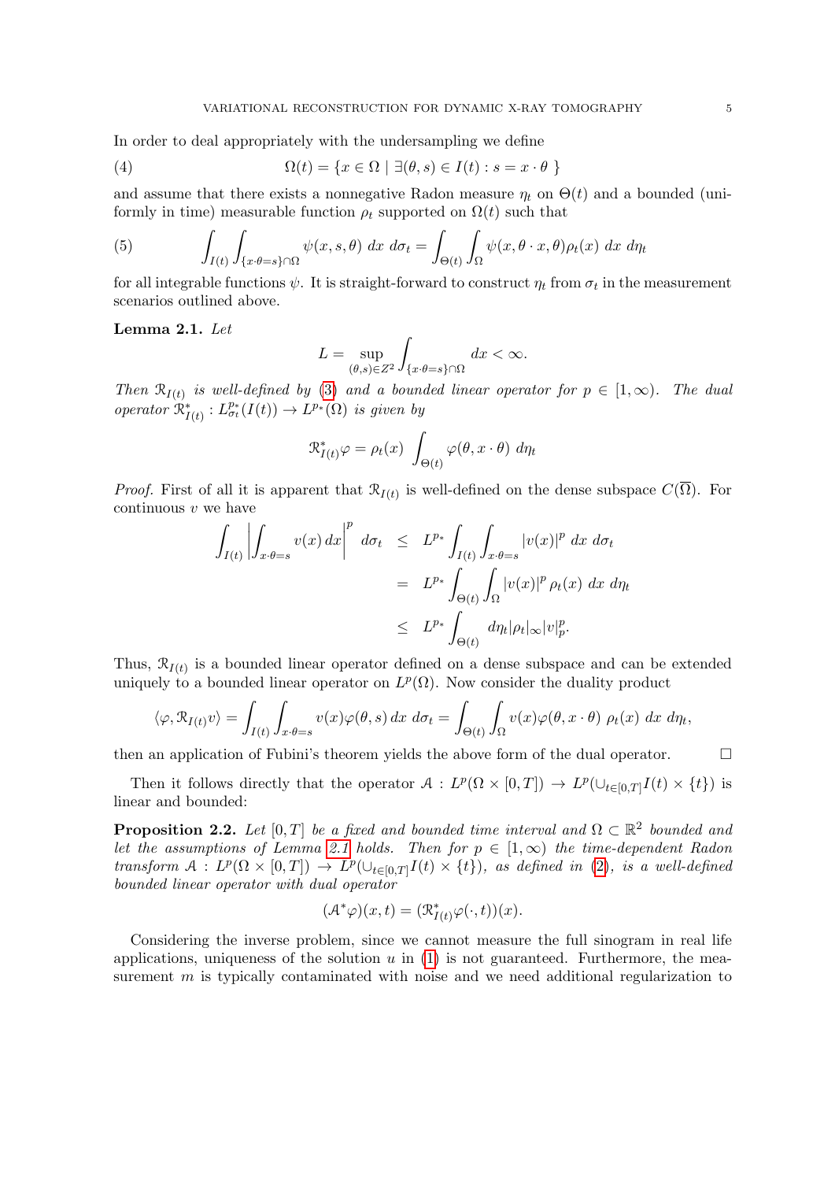In order to deal appropriately with the undersampling we define

$$\Omega(t) = \{x \in \Omega \mid \exists(\theta, s) \in I(t) : s = x \cdot \theta \ \} \tag{4}$$

and assume that there exists a nonnegative Radon measure $\eta_t$ on $\Theta(t)$ and a bounded (uniformly in time) measurable function $\rho_t$ supported on $\Omega(t)$ such that

$$\int_{I(t)} \int_{\{x\cdot\theta=s\}\cap\Omega} \psi(x,s,\theta)\ dx\ d\sigma_t = \int_{\Theta(t)} \int_{\Omega} \psi(x, \theta\cdot x, \theta) \rho_t(x)\ dx\ d\eta_t \tag{5}$$

for all integrable functions $\psi$. It is straight-forward to construct $\eta_t$ from $\sigma_t$ in the measurement scenarios outlined above.

**Lemma 2.1.** *Let*

$$L = \sup_{(\theta,s)\in Z^2} \int_{\{x\cdot\theta=s\}\cap\Omega} dx < \infty.$$

*Then $\mathcal{R}_{I(t)}$ is well-defined by (3) and a bounded linear operator for $p \in [1, \infty)$. The dual operator $\mathcal{R}^*_{I(t)} : L^{p_*}_{\sigma_t}(I(t)) \to L^{p_*}(\Omega)$ is given by*

$$\mathcal{R}^*_{I(t)}\varphi = \rho_t(x)\ \int_{\Theta(t)} \varphi(\theta, x\cdot\theta)\ d\eta_t$$

*Proof.* First of all it is apparent that $\mathcal{R}_{I(t)}$ is well-defined on the dense subspace $C(\overline{\Omega})$. For continuous $v$ we have

$$\begin{aligned}
\int_{I(t)} \left| \int_{x\cdot\theta=s} v(x)\, dx \right|^p\ d\sigma_t &\leq L^{p_*} \int_{I(t)} \int_{x\cdot\theta=s} |v(x)|^p\ dx\ d\sigma_t \\
&= L^{p_*} \int_{\Theta(t)} \int_{\Omega} |v(x)|^p\ \rho_t(x)\ dx\ d\eta_t \\
&\leq L^{p_*} \int_{\Theta(t)} d\eta_t |\rho_t|_\infty |v|_p^p.
\end{aligned}$$

Thus, $\mathcal{R}_{I(t)}$ is a bounded linear operator defined on a dense subspace and can be extended uniquely to a bounded linear operator on $L^p(\Omega)$. Now consider the duality product

$$\langle \varphi, \mathcal{R}_{I(t)}v\rangle = \int_{I(t)} \int_{x\cdot\theta=s} v(x)\varphi(\theta,s)\, dx\ d\sigma_t = \int_{\Theta(t)} \int_{\Omega} v(x)\varphi(\theta, x\cdot\theta)\ \rho_t(x)\ dx\ d\eta_t,$$

then an application of Fubini's theorem yields the above form of the dual operator. $\square$

Then it follows directly that the operator $\mathcal{A} : L^p(\Omega\times[0,T]) \to L^p(\cup_{t\in[0,T]} I(t)\times\{t\})$ is linear and bounded:

**Proposition 2.2.** *Let $[0,T]$ be a fixed and bounded time interval and $\Omega \subset \mathbb{R}^2$ bounded and let the assumptions of Lemma 2.1 holds. Then for $p \in [1, \infty)$ the time-dependent Radon transform $\mathcal{A} : L^p(\Omega \times [0,T]) \to L^p(\cup_{t\in[0,T]} I(t)\times\{t\})$, as defined in (2), is a well-defined bounded linear operator with dual operator*

$$(\mathcal{A}^*\varphi)(x,t) = (\mathcal{R}^*_{I(t)}\varphi(\cdot,t))(x).$$

Considering the inverse problem, since we cannot measure the full sinogram in real life applications, uniqueness of the solution $u$ in (1) is not guaranteed. Furthermore, the measurement $m$ is typically contaminated with noise and we need additional regularization to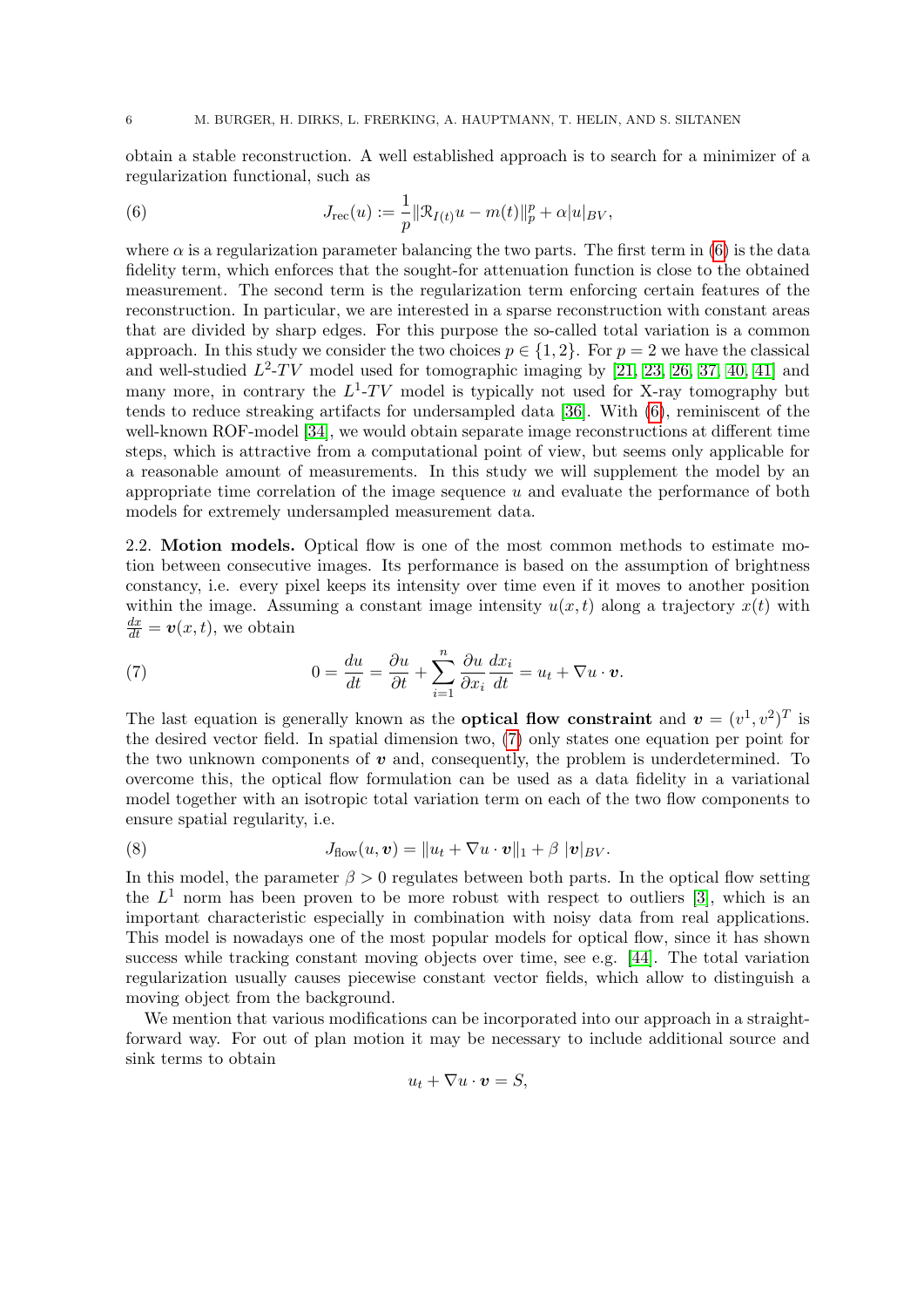obtain a stable reconstruction. A well established approach is to search for a minimizer of a regularization functional, such as

$$J_{\text{rec}}(u) := \frac{1}{p}\|\mathcal{R}_{I(t)}u - m(t)\|_p^p + \alpha|u|_{BV}, \tag{6}$$

where $\alpha$ is a regularization parameter balancing the two parts. The first term in (6) is the data fidelity term, which enforces that the sought-for attenuation function is close to the obtained measurement. The second term is the regularization term enforcing certain features of the reconstruction. In particular, we are interested in a sparse reconstruction with constant areas that are divided by sharp edges. For this purpose the so-called total variation is a common approach. In this study we consider the two choices $p \in \{1, 2\}$. For $p = 2$ we have the classical and well-studied $L^2$-$TV$ model used for tomographic imaging by [21, 23, 26, 37, 40, 41] and many more, in contrary the $L^1$-$TV$ model is typically not used for X-ray tomography but tends to reduce streaking artifacts for undersampled data [36]. With (6), reminiscent of the well-known ROF-model [34], we would obtain separate image reconstructions at different time steps, which is attractive from a computational point of view, but seems only applicable for a reasonable amount of measurements. In this study we will supplement the model by an appropriate time correlation of the image sequence $u$ and evaluate the performance of both models for extremely undersampled measurement data.

2.2. **Motion models.** Optical flow is one of the most common methods to estimate motion between consecutive images. Its performance is based on the assumption of brightness constancy, i.e. every pixel keeps its intensity over time even if it moves to another position within the image. Assuming a constant image intensity $u(x, t)$ along a trajectory $x(t)$ with $\frac{dx}{dt} = \boldsymbol{v}(x, t)$, we obtain

$$0 = \frac{du}{dt} = \frac{\partial u}{\partial t} + \sum_{i=1}^{n} \frac{\partial u}{\partial x_i}\frac{dx_i}{dt} = u_t + \nabla u \cdot \boldsymbol{v}. \tag{7}$$

The last equation is generally known as the **optical flow constraint** and $\boldsymbol{v} = (v^1, v^2)^T$ is the desired vector field. In spatial dimension two, (7) only states one equation per point for the two unknown components of $\boldsymbol{v}$ and, consequently, the problem is underdetermined. To overcome this, the optical flow formulation can be used as a data fidelity in a variational model together with an isotropic total variation term on each of the two flow components to ensure spatial regularity, i.e.

$$J_{\text{flow}}(u, \boldsymbol{v}) = \|u_t + \nabla u \cdot \boldsymbol{v}\|_1 + \beta\ |\boldsymbol{v}|_{BV}. \tag{8}$$

In this model, the parameter $\beta > 0$ regulates between both parts. In the optical flow setting the $L^1$ norm has been proven to be more robust with respect to outliers [3], which is an important characteristic especially in combination with noisy data from real applications. This model is nowadays one of the most popular models for optical flow, since it has shown success while tracking constant moving objects over time, see e.g. [44]. The total variation regularization usually causes piecewise constant vector fields, which allow to distinguish a moving object from the background.

We mention that various modifications can be incorporated into our approach in a straightforward way. For out of plan motion it may be necessary to include additional source and sink terms to obtain

$$u_t + \nabla u \cdot \boldsymbol{v} = S,$$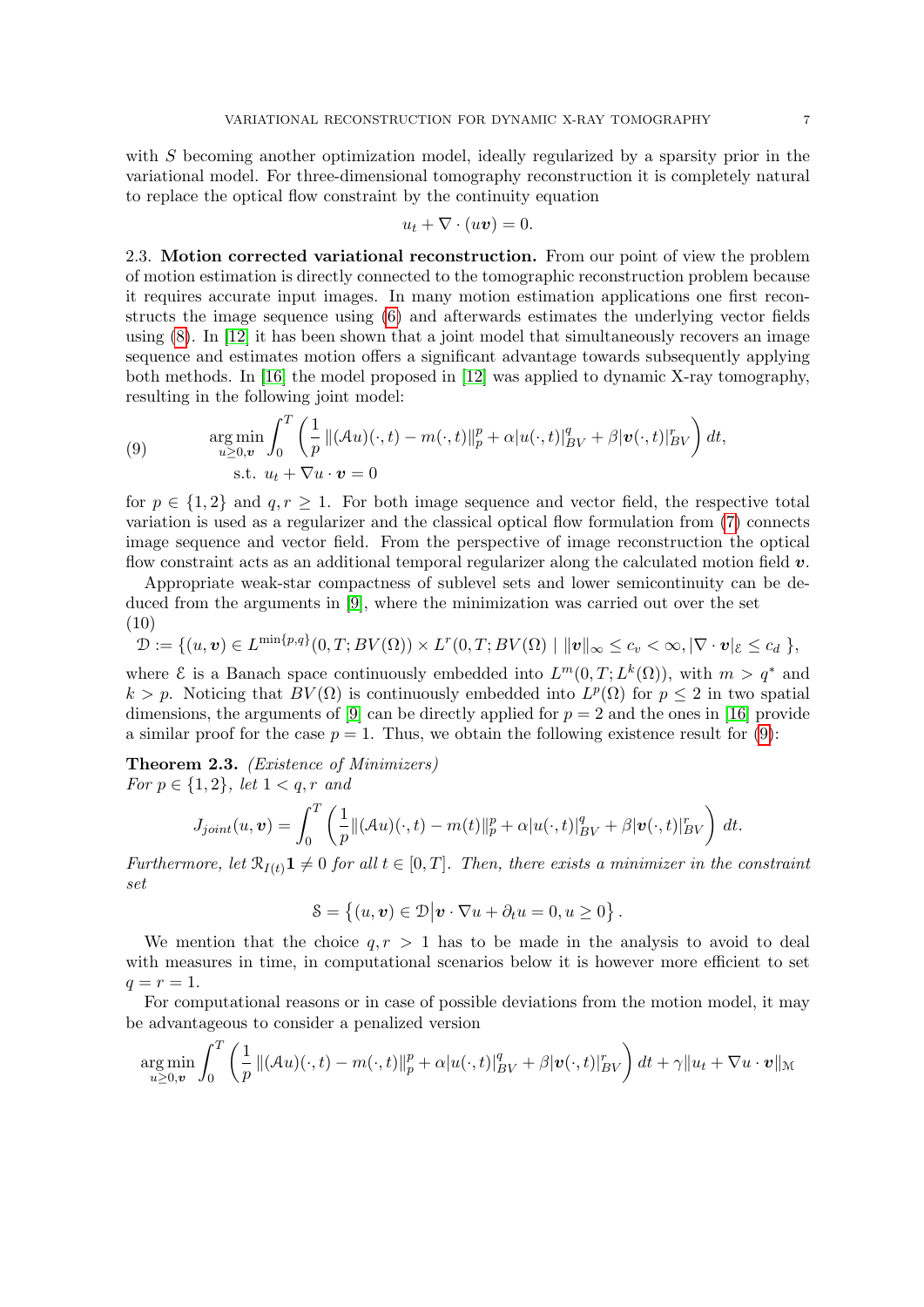with $S$ becoming another optimization model, ideally regularized by a sparsity prior in the variational model. For three-dimensional tomography reconstruction it is completely natural to replace the optical flow constraint by the continuity equation

$$u_t + \nabla \cdot (u\boldsymbol{v}) = 0.$$

**2.3. Motion corrected variational reconstruction.** From our point of view the problem of motion estimation is directly connected to the tomographic reconstruction problem because it requires accurate input images. In many motion estimation applications one first reconstructs the image sequence using (6) and afterwards estimates the underlying vector fields using (8). In [12] it has been shown that a joint model that simultaneously recovers an image sequence and estimates motion offers a significant advantage towards subsequently applying both methods. In [16] the model proposed in [12] was applied to dynamic X-ray tomography, resulting in the following joint model:

$$\begin{aligned}
&\underset{u\geq 0,\boldsymbol{v}}{\arg\min} \int_0^T \left( \frac{1}{p} \left\|(\mathcal{A}u)(\cdot,t) - m(\cdot,t)\right\|_p^p + \alpha |u(\cdot,t)|_{BV}^q + \beta |\boldsymbol{v}(\cdot,t)|_{BV}^r \right) dt, \\
&\text{s.t. } u_t + \nabla u \cdot \boldsymbol{v} = 0
\end{aligned} \tag{9}$$

for $p \in \{1,2\}$ and $q, r \geq 1$. For both image sequence and vector field, the respective total variation is used as a regularizer and the classical optical flow formulation from (7) connects image sequence and vector field. From the perspective of image reconstruction the optical flow constraint acts as an additional temporal regularizer along the calculated motion field $\boldsymbol{v}$.

Appropriate weak-star compactness of sublevel sets and lower semicontinuity can be deduced from the arguments in [9], where the minimization was carried out over the set

$$\mathcal{D} := \{(u, \boldsymbol{v}) \in L^{\min\{p,q\}}(0,T; BV(\Omega)) \times L^r(0,T; BV(\Omega)) \mid \|\boldsymbol{v}\|_\infty \leq c_v < \infty, |\nabla \cdot \boldsymbol{v}|_{\mathcal{E}} \leq c_d \}, \tag{10}$$

where $\mathcal{E}$ is a Banach space continuously embedded into $L^m(0,T; L^k(\Omega))$, with $m > q^*$ and $k > p$. Noticing that $BV(\Omega)$ is continuously embedded into $L^p(\Omega)$ for $p \leq 2$ in two spatial dimensions, the arguments of [9] can be directly applied for $p = 2$ and the ones in [16] provide a similar proof for the case $p = 1$. Thus, we obtain the following existence result for (9):

**Theorem 2.3.** *(Existence of Minimizers)*
*For $p \in \{1,2\}$, let $1 < q, r$ and*

$$J_{joint}(u, \boldsymbol{v}) = \int_0^T \left( \frac{1}{p} \|(\mathcal{A}u)(\cdot,t) - m(t)\|_p^p + \alpha |u(\cdot,t)|_{BV}^q + \beta |\boldsymbol{v}(\cdot,t)|_{BV}^r \right) dt.$$

*Furthermore, let $\mathcal{R}_{I(t)}\mathbf{1} \neq 0$ for all $t \in [0,T]$. Then, there exists a minimizer in the constraint set*

$$\mathcal{S} = \left\{(u, \boldsymbol{v}) \in \mathcal{D} \middle| \boldsymbol{v} \cdot \nabla u + \partial_t u = 0, u \geq 0\right\}.$$

We mention that the choice $q, r > 1$ has to be made in the analysis to avoid to deal with measures in time, in computational scenarios below it is however more efficient to set $q = r = 1$.

For computational reasons or in case of possible deviations from the motion model, it may be advantageous to consider a penalized version

$$\underset{u\geq 0,\boldsymbol{v}}{\arg\min} \int_0^T \left( \frac{1}{p} \left\|(\mathcal{A}u)(\cdot,t) - m(\cdot,t)\right\|_p^p + \alpha |u(\cdot,t)|_{BV}^q + \beta |\boldsymbol{v}(\cdot,t)|_{BV}^r \right) dt + \gamma \|u_t + \nabla u \cdot \boldsymbol{v}\|_{\mathcal{M}}$$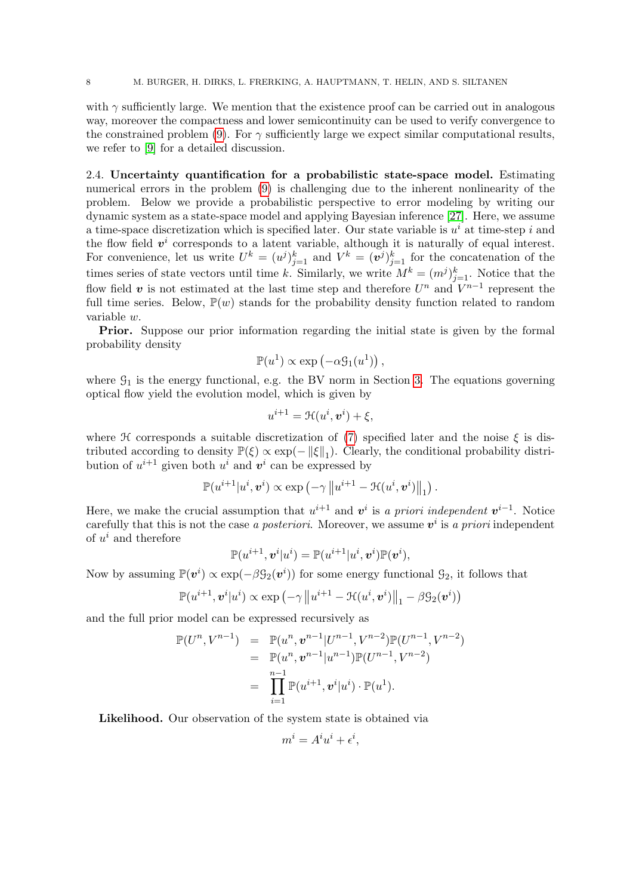with $\gamma$ sufficiently large. We mention that the existence proof can be carried out in analogous way, moreover the compactness and lower semicontinuity can be used to verify convergence to the constrained problem (9). For $\gamma$ sufficiently large we expect similar computational results, we refer to [9] for a detailed discussion.

### 2.4. Uncertainty quantification for a probabilistic state-space model.

Estimating numerical errors in the problem (9) is challenging due to the inherent nonlinearity of the problem. Below we provide a probabilistic perspective to error modeling by writing our dynamic system as a state-space model and applying Bayesian inference [27]. Here, we assume a time-space discretization which is specified later. Our state variable is $u^i$ at time-step $i$ and the flow field $\boldsymbol{v}^i$ corresponds to a latent variable, although it is naturally of equal interest. For convenience, let us write $U^k = (u^j)_{j=1}^k$ and $V^k = (\boldsymbol{v}^j)_{j=1}^k$ for the concatenation of the times series of state vectors until time $k$. Similarly, we write $M^k = (m^j)_{j=1}^k$. Notice that the flow field $\boldsymbol{v}$ is not estimated at the last time step and therefore $U^n$ and $V^{n-1}$ represent the full time series. Below, $\mathbb{P}(w)$ stands for the probability density function related to random variable $w$.

**Prior.** Suppose our prior information regarding the initial state is given by the formal probability density

$$\mathbb{P}(u^1) \propto \exp\left(-\alpha \mathcal{G}_1(u^1)\right),$$

where $\mathcal{G}_1$ is the energy functional, e.g. the BV norm in Section 3. The equations governing optical flow yield the evolution model, which is given by

$$u^{i+1} = \mathcal{H}(u^i, \boldsymbol{v}^i) + \xi,$$

where $\mathcal{H}$ corresponds a suitable discretization of (7) specified later and the noise $\xi$ is distributed according to density $\mathbb{P}(\xi) \propto \exp(-\|\xi\|_1)$. Clearly, the conditional probability distribution of $u^{i+1}$ given both $u^i$ and $\boldsymbol{v}^i$ can be expressed by

$$\mathbb{P}(u^{i+1}|u^i, \boldsymbol{v}^i) \propto \exp\left(-\gamma \left\|u^{i+1} - \mathcal{H}(u^i, \boldsymbol{v}^i)\right\|_1\right).$$

Here, we make the crucial assumption that $u^{i+1}$ and $\boldsymbol{v}^i$ is *a priori independent* $\boldsymbol{v}^{i-1}$. Notice carefully that this is not the case *a posteriori*. Moreover, we assume $\boldsymbol{v}^i$ is *a priori* independent of $u^i$ and therefore

$$\mathbb{P}(u^{i+1}, \boldsymbol{v}^i|u^i) = \mathbb{P}(u^{i+1}|u^i, \boldsymbol{v}^i)\mathbb{P}(\boldsymbol{v}^i),$$

Now by assuming $\mathbb{P}(\boldsymbol{v}^i) \propto \exp(-\beta\mathcal{G}_2(\boldsymbol{v}^i))$ for some energy functional $\mathcal{G}_2$, it follows that

$$\mathbb{P}(u^{i+1}, \boldsymbol{v}^i|u^i) \propto \exp\left(-\gamma \left\|u^{i+1} - \mathcal{H}(u^i, \boldsymbol{v}^i)\right\|_1 - \beta\mathcal{G}_2(\boldsymbol{v}^i)\right)$$

and the full prior model can be expressed recursively as

$$\begin{aligned}
\mathbb{P}(U^n, V^{n-1}) &= \mathbb{P}(u^n, \boldsymbol{v}^{n-1}|U^{n-1}, V^{n-2})\mathbb{P}(U^{n-1}, V^{n-2}) \\
&= \mathbb{P}(u^n, \boldsymbol{v}^{n-1}|u^{n-1})\mathbb{P}(U^{n-1}, V^{n-2}) \\
&= \prod_{i=1}^{n-1} \mathbb{P}(u^{i+1}, \boldsymbol{v}^i|u^i) \cdot \mathbb{P}(u^1).
\end{aligned}$$

**Likelihood.** Our observation of the system state is obtained via

$$m^i = A^i u^i + \epsilon^i,$$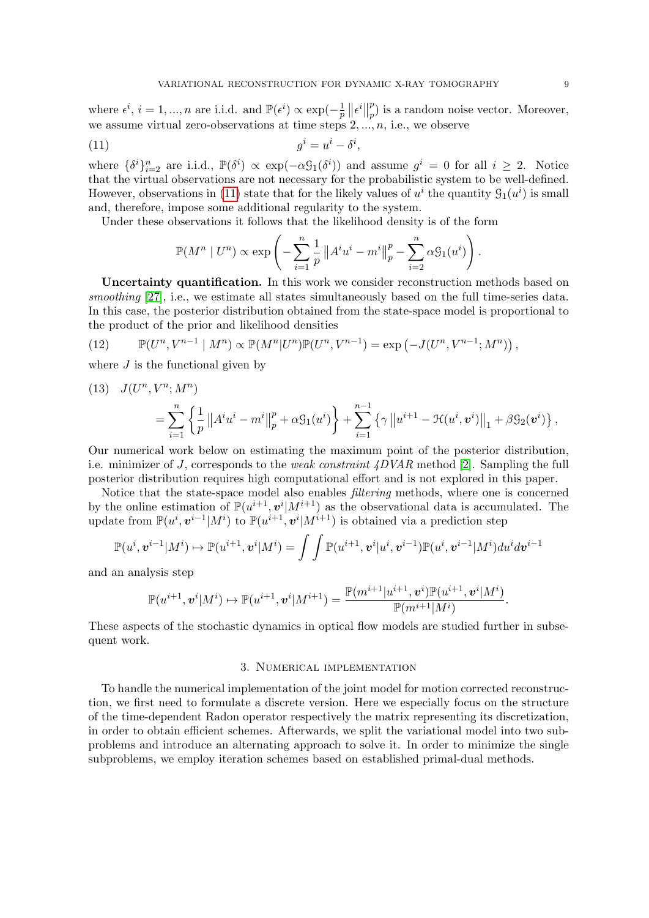where $\epsilon^i$, $i = 1, ..., n$ are i.i.d. and $\mathbb{P}(\epsilon^i) \propto \exp(-\frac{1}{p}\left\|\epsilon^i\right\|_p^p)$ is a random noise vector. Moreover, we assume virtual zero-observations at time steps $2, ..., n$, i.e., we observe

$$g^i = u^i - \delta^i, \tag{11}$$

where $\{\delta^i\}_{i=2}^n$ are i.i.d., $\mathbb{P}(\delta^i) \propto \exp(-\alpha \mathcal{G}_1(\delta^i))$ and assume $g^i = 0$ for all $i \geq 2$. Notice that the virtual observations are not necessary for the probabilistic system to be well-defined. However, observations in (11) state that for the likely values of $u^i$ the quantity $\mathcal{G}_1(u^i)$ is small and, therefore, impose some additional regularity to the system.

Under these observations it follows that the likelihood density is of the form

$$\mathbb{P}(M^n \mid U^n) \propto \exp\left(-\sum_{i=1}^n \frac{1}{p}\left\|A^i u^i - m^i\right\|_p^p - \sum_{i=2}^n \alpha \mathcal{G}_1(u^i)\right).$$

**Uncertainty quantification.** In this work we consider reconstruction methods based on *smoothing* [27], i.e., we estimate all states simultaneously based on the full time-series data. In this case, the posterior distribution obtained from the state-space model is proportional to the product of the prior and likelihood densities

$$\mathbb{P}(U^n, V^{n-1} \mid M^n) \propto \mathbb{P}(M^n | U^n)\mathbb{P}(U^n, V^{n-1}) = \exp\left(-J(U^n, V^{n-1}; M^n)\right), \tag{12}$$

where $J$ is the functional given by

$$\begin{aligned} &J(U^n, V^n; M^n) \\ &\quad = \sum_{i=1}^n \left\{\frac{1}{p}\left\|A^i u^i - m^i\right\|_p^p + \alpha \mathcal{G}_1(u^i)\right\} + \sum_{i=1}^{n-1}\left\{\gamma\left\|u^{i+1} - \mathcal{H}(u^i, \boldsymbol{v}^i)\right\|_1 + \beta \mathcal{G}_2(\boldsymbol{v}^i)\right\}, \end{aligned} \tag{13}$$

Our numerical work below on estimating the maximum point of the posterior distribution, i.e. minimizer of $J$, corresponds to the *weak constraint 4DVAR* method [2]. Sampling the full posterior distribution requires high computational effort and is not explored in this paper.

Notice that the state-space model also enables *filtering* methods, where one is concerned by the online estimation of $\mathbb{P}(u^{i+1}, \boldsymbol{v}^i | M^{i+1})$ as the observational data is accumulated. The update from $\mathbb{P}(u^i, \boldsymbol{v}^{i-1} | M^i)$ to $\mathbb{P}(u^{i+1}, \boldsymbol{v}^i | M^{i+1})$ is obtained via a prediction step

$$\mathbb{P}(u^i, \boldsymbol{v}^{i-1} | M^i) \mapsto \mathbb{P}(u^{i+1}, \boldsymbol{v}^i | M^i) = \int\int \mathbb{P}(u^{i+1}, \boldsymbol{v}^i | u^i, \boldsymbol{v}^{i-1})\mathbb{P}(u^i, \boldsymbol{v}^{i-1} | M^i) du^i d\boldsymbol{v}^{i-1}$$

and an analysis step

$$\mathbb{P}(u^{i+1}, \boldsymbol{v}^i | M^i) \mapsto \mathbb{P}(u^{i+1}, \boldsymbol{v}^i | M^{i+1}) = \frac{\mathbb{P}(m^{i+1} | u^{i+1}, \boldsymbol{v}^i)\mathbb{P}(u^{i+1}, \boldsymbol{v}^i | M^i)}{\mathbb{P}(m^{i+1} | M^i)}.$$

These aspects of the stochastic dynamics in optical flow models are studied further in subsequent work.

## 3. Numerical implementation

To handle the numerical implementation of the joint model for motion corrected reconstruction, we first need to formulate a discrete version. Here we especially focus on the structure of the time-dependent Radon operator respectively the matrix representing its discretization, in order to obtain efficient schemes. Afterwards, we split the variational model into two subproblems and introduce an alternating approach to solve it. In order to minimize the single subproblems, we employ iteration schemes based on established primal-dual methods.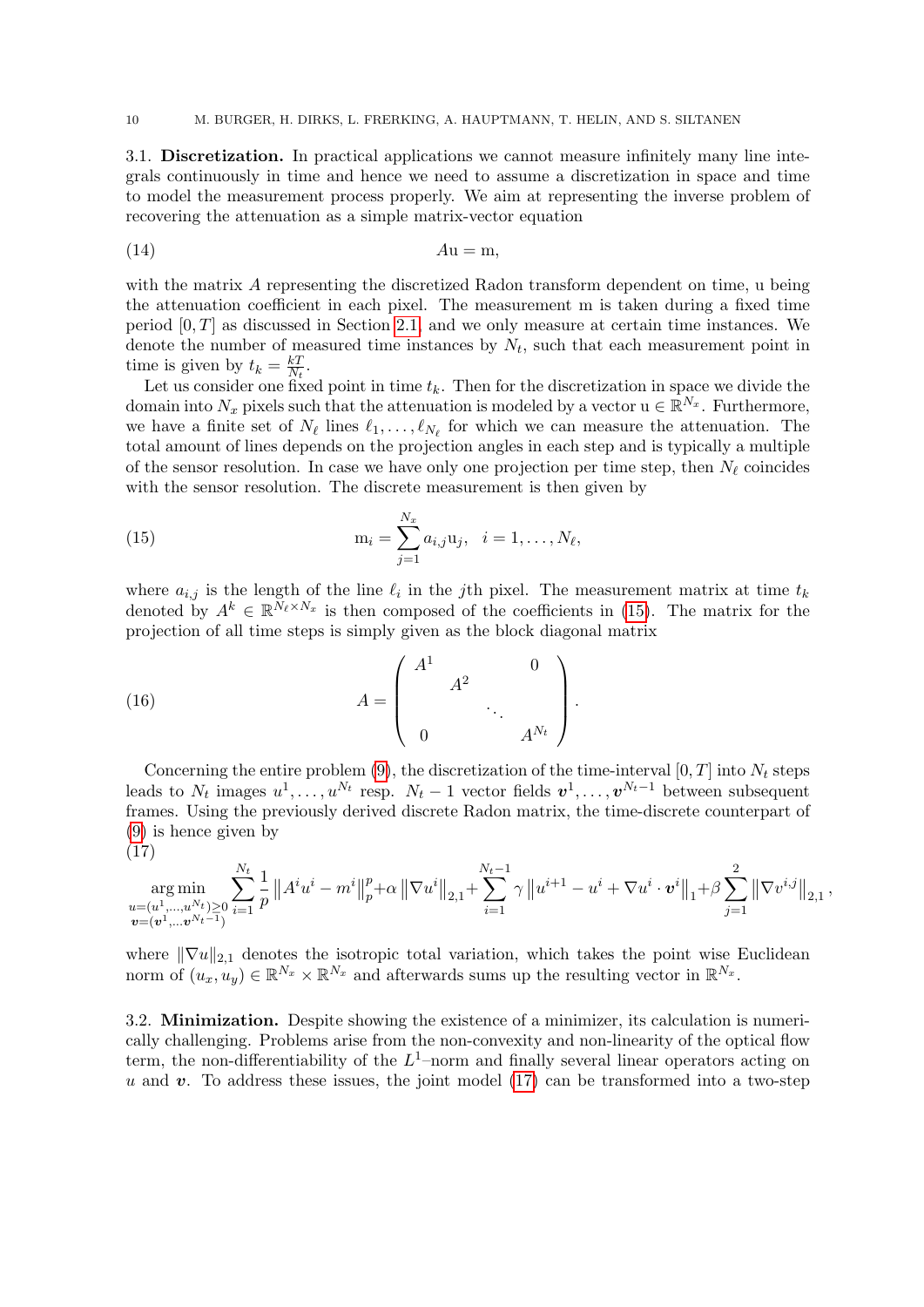3.1. **Discretization.** In practical applications we cannot measure infinitely many line integrals continuously in time and hence we need to assume a discretization in space and time to model the measurement process properly. We aim at representing the inverse problem of recovering the attenuation as a simple matrix-vector equation

$$Au = m, \tag{14}$$

with the matrix $A$ representing the discretized Radon transform dependent on time, u being the attenuation coefficient in each pixel. The measurement m is taken during a fixed time period $[0, T]$ as discussed in Section 2.1, and we only measure at certain time instances. We denote the number of measured time instances by $N_t$, such that each measurement point in time is given by $t_k = \frac{kT}{N_t}$.

Let us consider one fixed point in time $t_k$. Then for the discretization in space we divide the domain into $N_x$ pixels such that the attenuation is modeled by a vector $u \in \mathbb{R}^{N_x}$. Furthermore, we have a finite set of $N_\ell$ lines $\ell_1, \ldots, \ell_{N_\ell}$ for which we can measure the attenuation. The total amount of lines depends on the projection angles in each step and is typically a multiple of the sensor resolution. In case we have only one projection per time step, then $N_\ell$ coincides with the sensor resolution. The discrete measurement is then given by

$$m_i = \sum_{j=1}^{N_x} a_{i,j} u_j, \quad i = 1, \ldots, N_\ell, \tag{15}$$

where $a_{i,j}$ is the length of the line $\ell_i$ in the $j$th pixel. The measurement matrix at time $t_k$ denoted by $A^k \in \mathbb{R}^{N_\ell \times N_x}$ is then composed of the coefficients in (15). The matrix for the projection of all time steps is simply given as the block diagonal matrix

$$A = \begin{pmatrix} A^1 & & & 0 \\ & A^2 & & \\ & & \ddots & \\ 0 & & & A^{N_t} \end{pmatrix}. \tag{16}$$

Concerning the entire problem (9), the discretization of the time-interval $[0, T]$ into $N_t$ steps leads to $N_t$ images $u^1, \ldots, u^{N_t}$ resp. $N_t - 1$ vector fields $\boldsymbol{v}^1, \ldots, \boldsymbol{v}^{N_t-1}$ between subsequent frames. Using the previously derived discrete Radon matrix, the time-discrete counterpart of (9) is hence given by

$$\operatorname*{arg\,min}_{\substack{u=(u^1,\ldots,u^{N_t})\geq 0 \\ \boldsymbol{v}=(\boldsymbol{v}^1,\ldots\boldsymbol{v}^{N_t-1})}} \sum_{i=1}^{N_t} \frac{1}{p} \left\| A^i u^i - m^i \right\|_p^p + \alpha \left\| \nabla u^i \right\|_{2,1} + \sum_{i=1}^{N_t-1} \gamma \left\| u^{i+1} - u^i + \nabla u^i \cdot \boldsymbol{v}^i \right\|_1 + \beta \sum_{j=1}^{2} \left\| \nabla v^{i,j} \right\|_{2,1}, \tag{17}$$

where $\|\nabla u\|_{2,1}$ denotes the isotropic total variation, which takes the point wise Euclidean norm of $(u_x, u_y) \in \mathbb{R}^{N_x} \times \mathbb{R}^{N_x}$ and afterwards sums up the resulting vector in $\mathbb{R}^{N_x}$.

3.2. **Minimization.** Despite showing the existence of a minimizer, its calculation is numerically challenging. Problems arise from the non-convexity and non-linearity of the optical flow term, the non-differentiability of the $L^1$–norm and finally several linear operators acting on $u$ and $\boldsymbol{v}$. To address these issues, the joint model (17) can be transformed into a two-step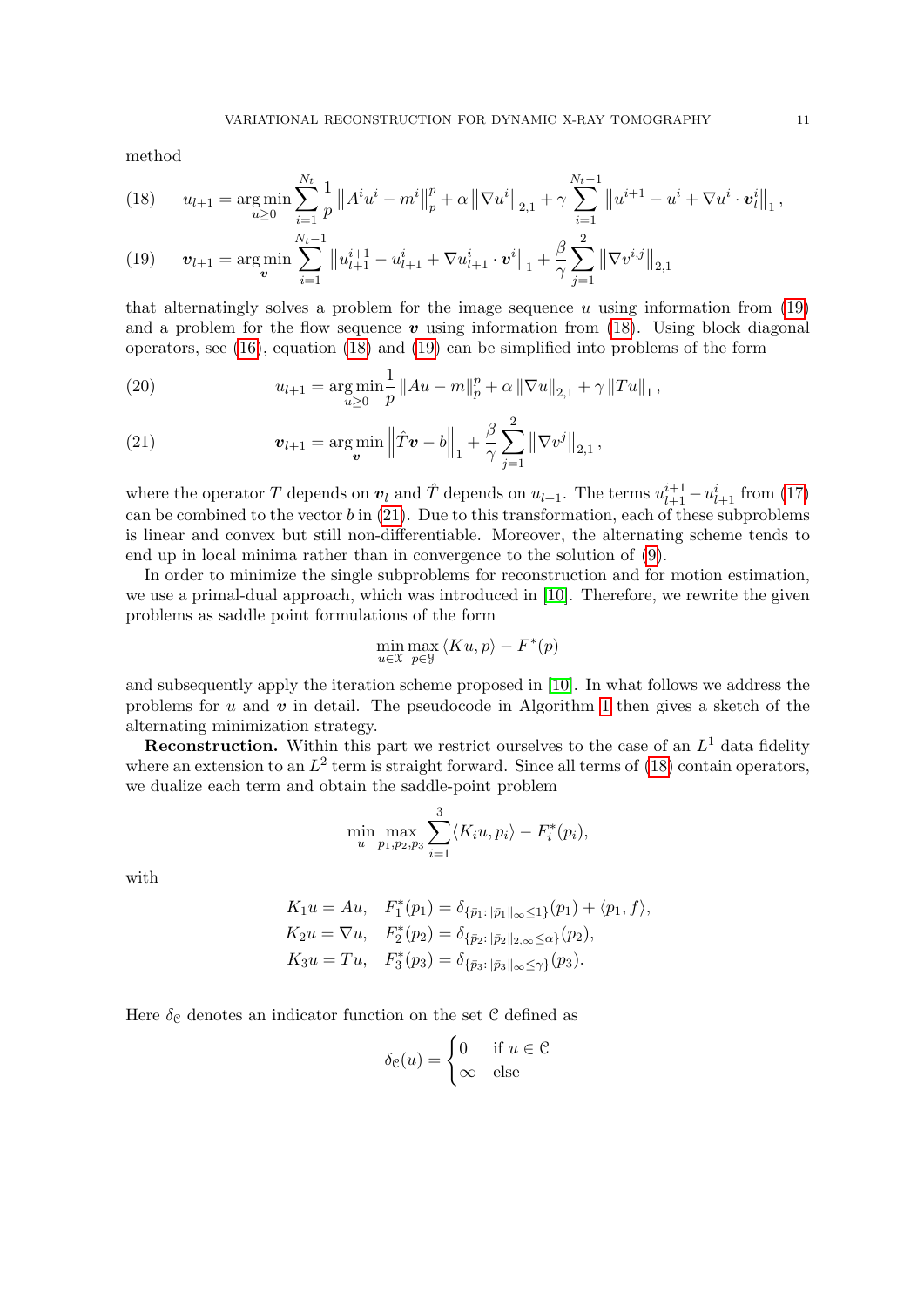method

$$
u_{l+1} = \underset{u \geq 0}{\arg\min} \sum_{i=1}^{N_t} \frac{1}{p} \left\| A^i u^i - m^i \right\|_p^p + \alpha \left\| \nabla u^i \right\|_{2,1} + \gamma \sum_{i=1}^{N_t - 1} \left\| u^{i+1} - u^i + \nabla u^i \cdot \boldsymbol{v}_l^i \right\|_1 , \tag{18}
$$

$$
\boldsymbol{v}_{l+1} = \underset{\boldsymbol{v}}{\arg\min} \sum_{i=1}^{N_t - 1} \left\| u_{l+1}^{i+1} - u_{l+1}^i + \nabla u_{l+1}^i \cdot \boldsymbol{v}^i \right\|_1 + \frac{\beta}{\gamma} \sum_{j=1}^{2} \left\| \nabla v^{i,j} \right\|_{2,1} \tag{19}
$$

that alternatingly solves a problem for the image sequence $u$ using information from (19) and a problem for the flow sequence $\boldsymbol{v}$ using information from (18). Using block diagonal operators, see (16), equation (18) and (19) can be simplified into problems of the form

$$
u_{l+1} = \underset{u \geq 0}{\arg\min} \frac{1}{p} \left\| Au - m \right\|_p^p + \alpha \left\| \nabla u \right\|_{2,1} + \gamma \left\| Tu \right\|_1 , \tag{20}
$$

$$
\boldsymbol{v}_{l+1} = \underset{\boldsymbol{v}}{\arg\min} \left\| \hat{T} \boldsymbol{v} - b \right\|_1 + \frac{\beta}{\gamma} \sum_{j=1}^{2} \left\| \nabla v^j \right\|_{2,1} , \tag{21}
$$

where the operator $T$ depends on $\boldsymbol{v}_l$ and $\hat{T}$ depends on $u_{l+1}$. The terms $u_{l+1}^{i+1} - u_{l+1}^i$ from (17) can be combined to the vector $b$ in (21). Due to this transformation, each of these subproblems is linear and convex but still non-differentiable. Moreover, the alternating scheme tends to end up in local minima rather than in convergence to the solution of (9).

In order to minimize the single subproblems for reconstruction and for motion estimation, we use a primal-dual approach, which was introduced in [10]. Therefore, we rewrite the given problems as saddle point formulations of the form

$$
\min_{u \in \mathcal{X}} \max_{p \in \mathcal{Y}} \langle Ku, p \rangle - F^*(p)
$$

and subsequently apply the iteration scheme proposed in [10]. In what follows we address the problems for $u$ and $\boldsymbol{v}$ in detail. The pseudocode in Algorithm 1 then gives a sketch of the alternating minimization strategy.

**Reconstruction.** Within this part we restrict ourselves to the case of an $L^1$ data fidelity where an extension to an $L^2$ term is straight forward. Since all terms of (18) contain operators, we dualize each term and obtain the saddle-point problem

$$
\min_{u} \max_{p_1, p_2, p_3} \sum_{i=1}^{3} \langle K_i u, p_i \rangle - F_i^*(p_i),
$$

with

$$
\begin{aligned}
K_1 u &= Au, \quad F_1^*(p_1) = \delta_{\{\tilde{p}_1 : \|\tilde{p}_1\|_\infty \leq 1\}}(p_1) + \langle p_1, f \rangle, \\
K_2 u &= \nabla u, \quad F_2^*(p_2) = \delta_{\{\tilde{p}_2 : \|\tilde{p}_2\|_{2,\infty} \leq \alpha\}}(p_2), \\
K_3 u &= Tu, \quad F_3^*(p_3) = \delta_{\{\tilde{p}_3 : \|\tilde{p}_3\|_\infty \leq \gamma\}}(p_3).
\end{aligned}
$$

Here $\delta_{\mathcal{C}}$ denotes an indicator function on the set $\mathcal{C}$ defined as

$$
\delta_{\mathcal{C}}(u) = \begin{cases} 0 & \text{if } u \in \mathcal{C} \\ \infty & \text{else} \end{cases}
$$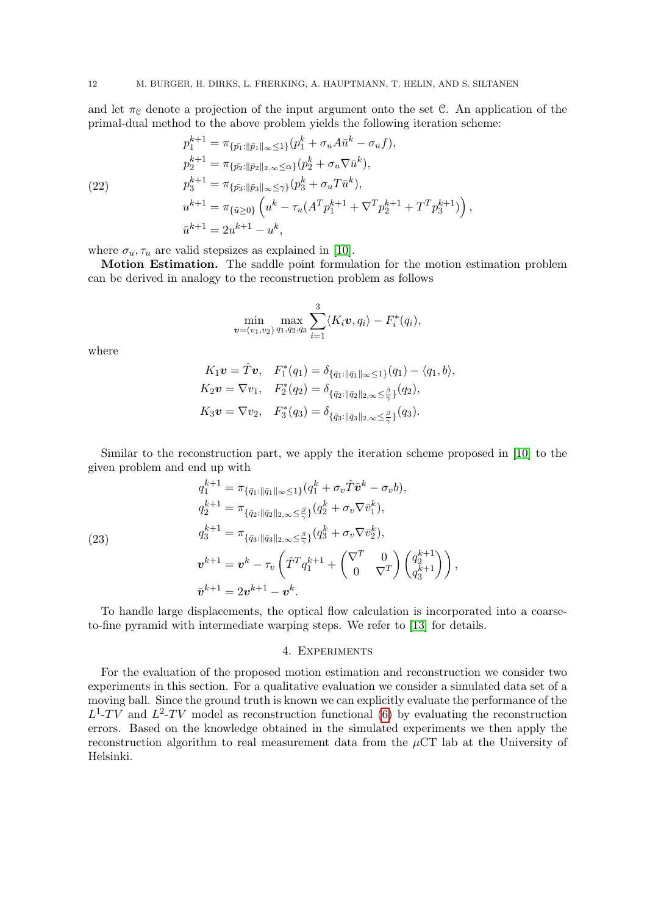and let $\pi_{\mathcal{C}}$ denote a projection of the input argument onto the set $\mathcal{C}$. An application of the primal-dual method to the above problem yields the following iteration scheme:

$$
\begin{aligned}
p_1^{k+1} &= \pi_{\{\tilde{p}_1 : \|\tilde{p}_1\|_\infty \leq 1\}}(p_1^k + \sigma_u A\bar{u}^k - \sigma_u f), \\
p_2^{k+1} &= \pi_{\{\tilde{p}_2 : \|\tilde{p}_2\|_{2,\infty} \leq \alpha\}}(p_2^k + \sigma_u \nabla \bar{u}^k), \\
p_3^{k+1} &= \pi_{\{\tilde{p}_3 : \|\tilde{p}_3\|_\infty \leq \gamma\}}(p_3^k + \sigma_u T\bar{u}^k), \\
u^{k+1} &= \pi_{\{\tilde{u} \geq 0\}}\left(u^k - \tau_u(A^T p_1^{k+1} + \nabla^T p_2^{k+1} + T^T p_3^{k+1})\right), \\
\bar{u}^{k+1} &= 2u^{k+1} - u^k,
\end{aligned}
\tag{22}
$$

where $\sigma_u, \tau_u$ are valid stepsizes as explained in [10].

**Motion Estimation.** The saddle point formulation for the motion estimation problem can be derived in analogy to the reconstruction problem as follows

$$
\min_{\boldsymbol{v}=(v_1,v_2)} \max_{q_1,q_2,q_3} \sum_{i=1}^{3} \langle K_i \boldsymbol{v}, q_i \rangle - F_i^*(q_i),
$$

where

$$
\begin{aligned}
K_1 \boldsymbol{v} &= \hat{T}\boldsymbol{v}, \quad F_1^*(q_1) = \delta_{\{\tilde{q}_1 : \|\tilde{q}_1\|_\infty \leq 1\}}(q_1) - \langle q_1, b \rangle, \\
K_2 \boldsymbol{v} &= \nabla v_1, \quad F_2^*(q_2) = \delta_{\{\tilde{q}_2 : \|\tilde{q}_2\|_{2,\infty} \leq \frac{\beta}{\gamma}\}}(q_2), \\
K_3 \boldsymbol{v} &= \nabla v_2, \quad F_3^*(q_3) = \delta_{\{\tilde{q}_3 : \|\tilde{q}_3\|_{2,\infty} \leq \frac{\beta}{\gamma}\}}(q_3).
\end{aligned}
$$

Similar to the reconstruction part, we apply the iteration scheme proposed in [10] to the given problem and end up with

$$
\begin{aligned}
q_1^{k+1} &= \pi_{\{\tilde{q}_1 : \|\tilde{q}_1\|_\infty \leq 1\}}(q_1^k + \sigma_v \hat{T}\bar{\boldsymbol{v}}^k - \sigma_v b), \\
q_2^{k+1} &= \pi_{\{\tilde{q}_2 : \|\tilde{q}_2\|_{2,\infty} \leq \frac{\beta}{\gamma}\}}(q_2^k + \sigma_v \nabla \bar{v}_1^k), \\
q_3^{k+1} &= \pi_{\{\tilde{q}_3 : \|\tilde{q}_3\|_{2,\infty} \leq \frac{\beta}{\gamma}\}}(q_3^k + \sigma_v \nabla \bar{v}_2^k), \\
\boldsymbol{v}^{k+1} &= \boldsymbol{v}^k - \tau_v \left( \hat{T}^T q_1^{k+1} + \begin{pmatrix} \nabla^T & 0 \\ 0 & \nabla^T \end{pmatrix} \begin{pmatrix} q_2^{k+1} \\ q_3^{k+1} \end{pmatrix} \right), \\
\bar{\boldsymbol{v}}^{k+1} &= 2\boldsymbol{v}^{k+1} - \boldsymbol{v}^k.
\end{aligned}
\tag{23}
$$

To handle large displacements, the optical flow calculation is incorporated into a coarse-to-fine pyramid with intermediate warping steps. We refer to [13] for details.

## 4. Experiments

For the evaluation of the proposed motion estimation and reconstruction we consider two experiments in this section. For a qualitative evaluation we consider a simulated data set of a moving ball. Since the ground truth is known we can explicitly evaluate the performance of the $L^1$-$TV$ and $L^2$-$TV$ model as reconstruction functional (6) by evaluating the reconstruction errors. Based on the knowledge obtained in the simulated experiments we then apply the reconstruction algorithm to real measurement data from the $\mu$CT lab at the University of Helsinki.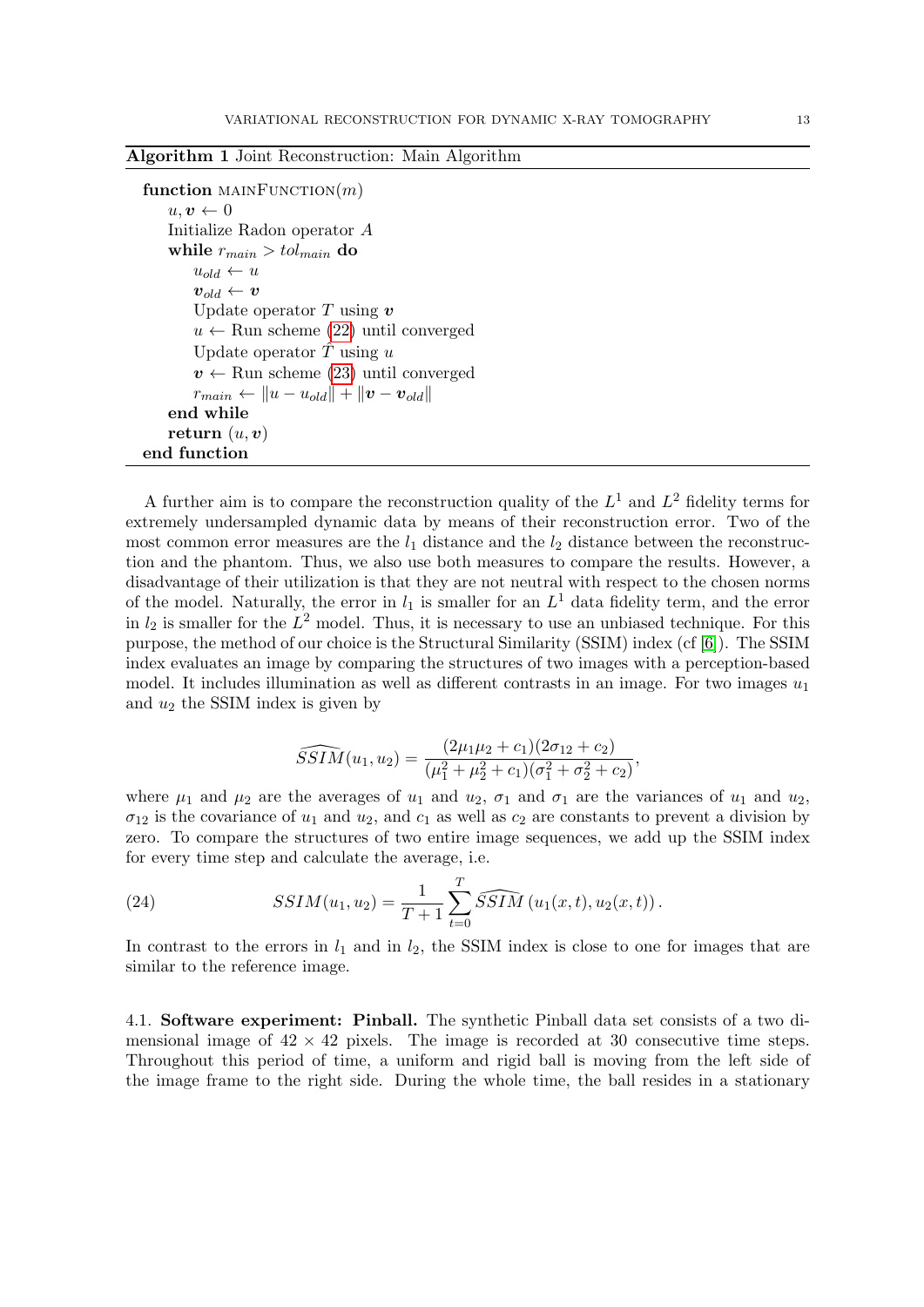**Algorithm 1** Joint Reconstruction: Main Algorithm

```
function mainFunction(m)
    u, v ← 0
    Initialize Radon operator A
    while r_main > tol_main do
        u_old ← u
        v_old ← v
        Update operator T using v
        u ← Run scheme (22) until converged
        Update operator T̃ using u
        v ← Run scheme (23) until converged
        r_main ← ‖u − u_old‖ + ‖v − v_old‖
    end while
    return (u, v)
end function
```

A further aim is to compare the reconstruction quality of the $L^1$ and $L^2$ fidelity terms for extremely undersampled dynamic data by means of their reconstruction error. Two of the most common error measures are the $l_1$ distance and the $l_2$ distance between the reconstruction and the phantom. Thus, we also use both measures to compare the results. However, a disadvantage of their utilization is that they are not neutral with respect to the chosen norms of the model. Naturally, the error in $l_1$ is smaller for an $L^1$ data fidelity term, and the error in $l_2$ is smaller for the $L^2$ model. Thus, it is necessary to use an unbiased technique. For this purpose, the method of our choice is the Structural Similarity (SSIM) index (cf [6]). The SSIM index evaluates an image by comparing the structures of two images with a perception-based model. It includes illumination as well as different contrasts in an image. For two images $u_1$ and $u_2$ the SSIM index is given by

$$\widehat{SSIM}(u_1, u_2) = \frac{(2\mu_1\mu_2 + c_1)(2\sigma_{12} + c_2)}{(\mu_1^2 + \mu_2^2 + c_1)(\sigma_1^2 + \sigma_2^2 + c_2)},$$

where $\mu_1$ and $\mu_2$ are the averages of $u_1$ and $u_2$, $\sigma_1$ and $\sigma_1$ are the variances of $u_1$ and $u_2$, $\sigma_{12}$ is the covariance of $u_1$ and $u_2$, and $c_1$ as well as $c_2$ are constants to prevent a division by zero. To compare the structures of two entire image sequences, we add up the SSIM index for every time step and calculate the average, i.e.

$$SSIM(u_1, u_2) = \frac{1}{T+1} \sum_{t=0}^{T} \widehat{SSIM}\left(u_1(x,t), u_2(x,t)\right). \tag{24}$$

In contrast to the errors in $l_1$ and in $l_2$, the SSIM index is close to one for images that are similar to the reference image.

### 4.1. Software experiment: Pinball.

The synthetic Pinball data set consists of a two dimensional image of $42 \times 42$ pixels. The image is recorded at 30 consecutive time steps. Throughout this period of time, a uniform and rigid ball is moving from the left side of the image frame to the right side. During the whole time, the ball resides in a stationary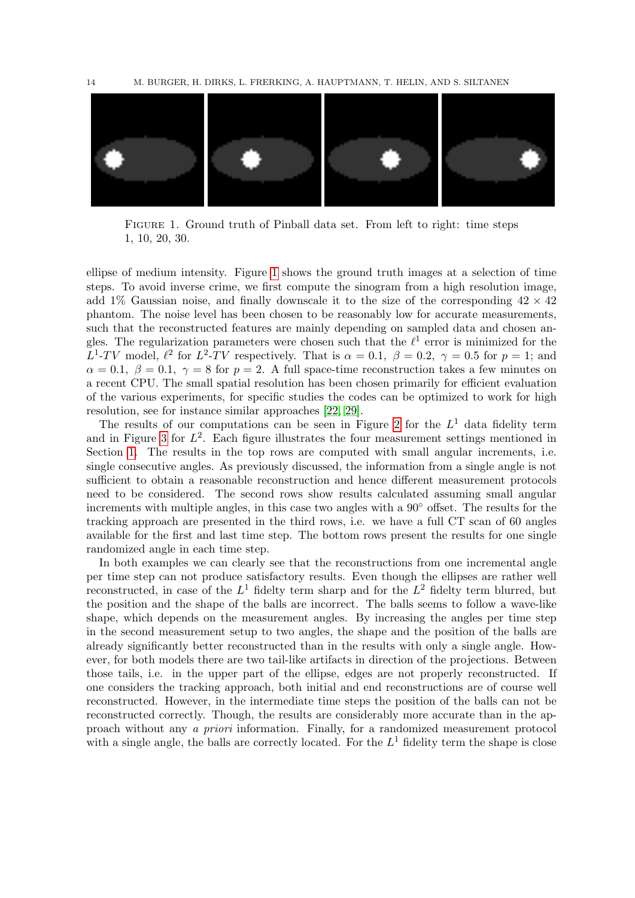FIGURE 1. Ground truth of Pinball data set. From left to right: time steps 1, 10, 20, 30.

ellipse of medium intensity. Figure 1 shows the ground truth images at a selection of time steps. To avoid inverse crime, we first compute the sinogram from a high resolution image, add 1% Gaussian noise, and finally downscale it to the size of the corresponding $42 \times 42$ phantom. The noise level has been chosen to be reasonably low for accurate measurements, such that the reconstructed features are mainly depending on sampled data and chosen angles. The regularization parameters were chosen such that the $\ell^1$ error is minimized for the $L^1$-$TV$ model, $\ell^2$ for $L^2$-$TV$ respectively. That is $\alpha = 0.1,\ \beta = 0.2,\ \gamma = 0.5$ for $p = 1$; and $\alpha = 0.1,\ \beta = 0.1,\ \gamma = 8$ for $p = 2$. A full space-time reconstruction takes a few minutes on a recent CPU. The small spatial resolution has been chosen primarily for efficient evaluation of the various experiments, for specific studies the codes can be optimized to work for high resolution, see for instance similar approaches [22, 29].

The results of our computations can be seen in Figure 2 for the $L^1$ data fidelity term and in Figure 3 for $L^2$. Each figure illustrates the four measurement settings mentioned in Section 1. The results in the top rows are computed with small angular increments, i.e. single consecutive angles. As previously discussed, the information from a single angle is not sufficient to obtain a reasonable reconstruction and hence different measurement protocols need to be considered. The second rows show results calculated assuming small angular increments with multiple angles, in this case two angles with a $90°$ offset. The results for the tracking approach are presented in the third rows, i.e. we have a full CT scan of 60 angles available for the first and last time step. The bottom rows present the results for one single randomized angle in each time step.

In both examples we can clearly see that the reconstructions from one incremental angle per time step can not produce satisfactory results. Even though the ellipses are rather well reconstructed, in case of the $L^1$ fidelty term sharp and for the $L^2$ fidelty term blurred, but the position and the shape of the balls are incorrect. The balls seems to follow a wave-like shape, which depends on the measurement angles. By increasing the angles per time step in the second measurement setup to two angles, the shape and the position of the balls are already significantly better reconstructed than in the results with only a single angle. However, for both models there are two tail-like artifacts in direction of the projections. Between those tails, i.e. in the upper part of the ellipse, edges are not properly reconstructed. If one considers the tracking approach, both initial and end reconstructions are of course well reconstructed. However, in the intermediate time steps the position of the balls can not be reconstructed correctly. Though, the results are considerably more accurate than in the approach without any *a priori* information. Finally, for a randomized measurement protocol with a single angle, the balls are correctly located. For the $L^1$ fidelity term the shape is close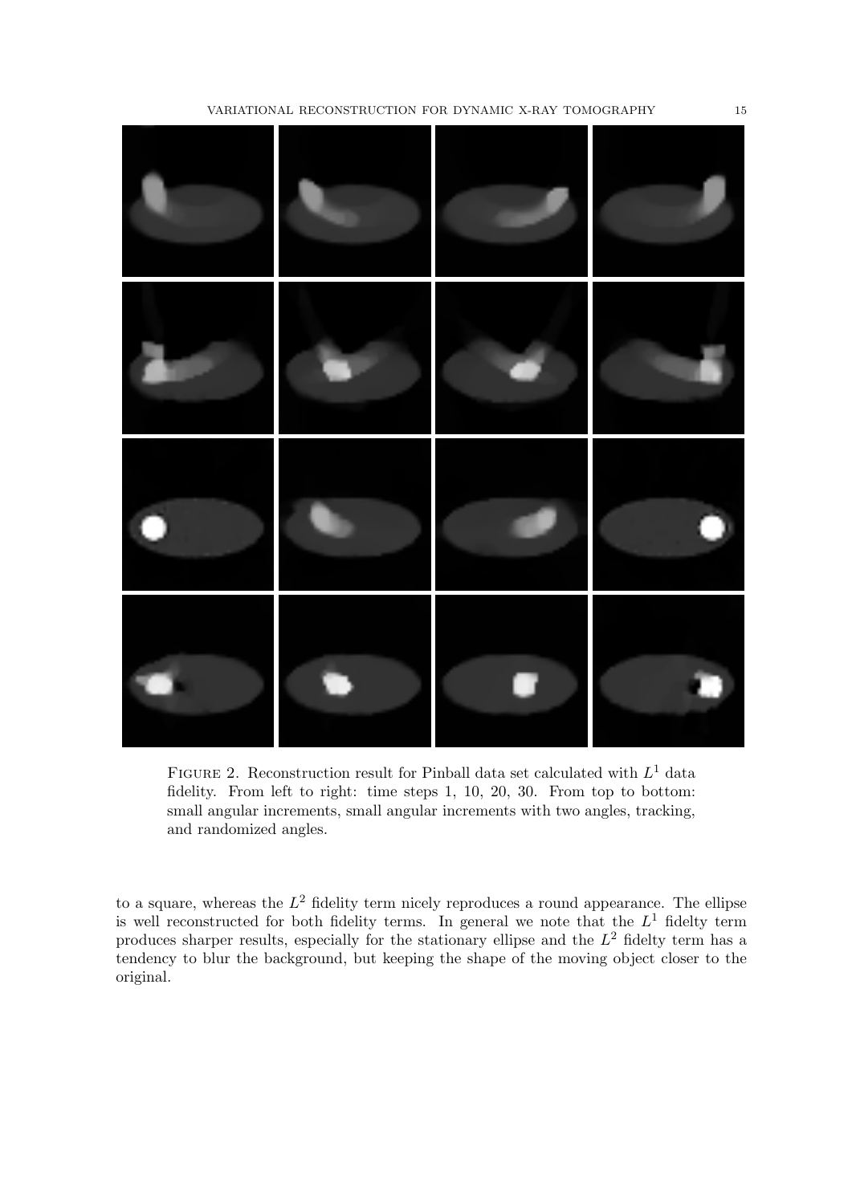FIGURE 2. Reconstruction result for Pinball data set calculated with $L^1$ data fidelity. From left to right: time steps 1, 10, 20, 30. From top to bottom: small angular increments, small angular increments with two angles, tracking, and randomized angles.

to a square, whereas the $L^2$ fidelity term nicely reproduces a round appearance. The ellipse is well reconstructed for both fidelity terms. In general we note that the $L^1$ fidelty term produces sharper results, especially for the stationary ellipse and the $L^2$ fidelty term has a tendency to blur the background, but keeping the shape of the moving object closer to the original.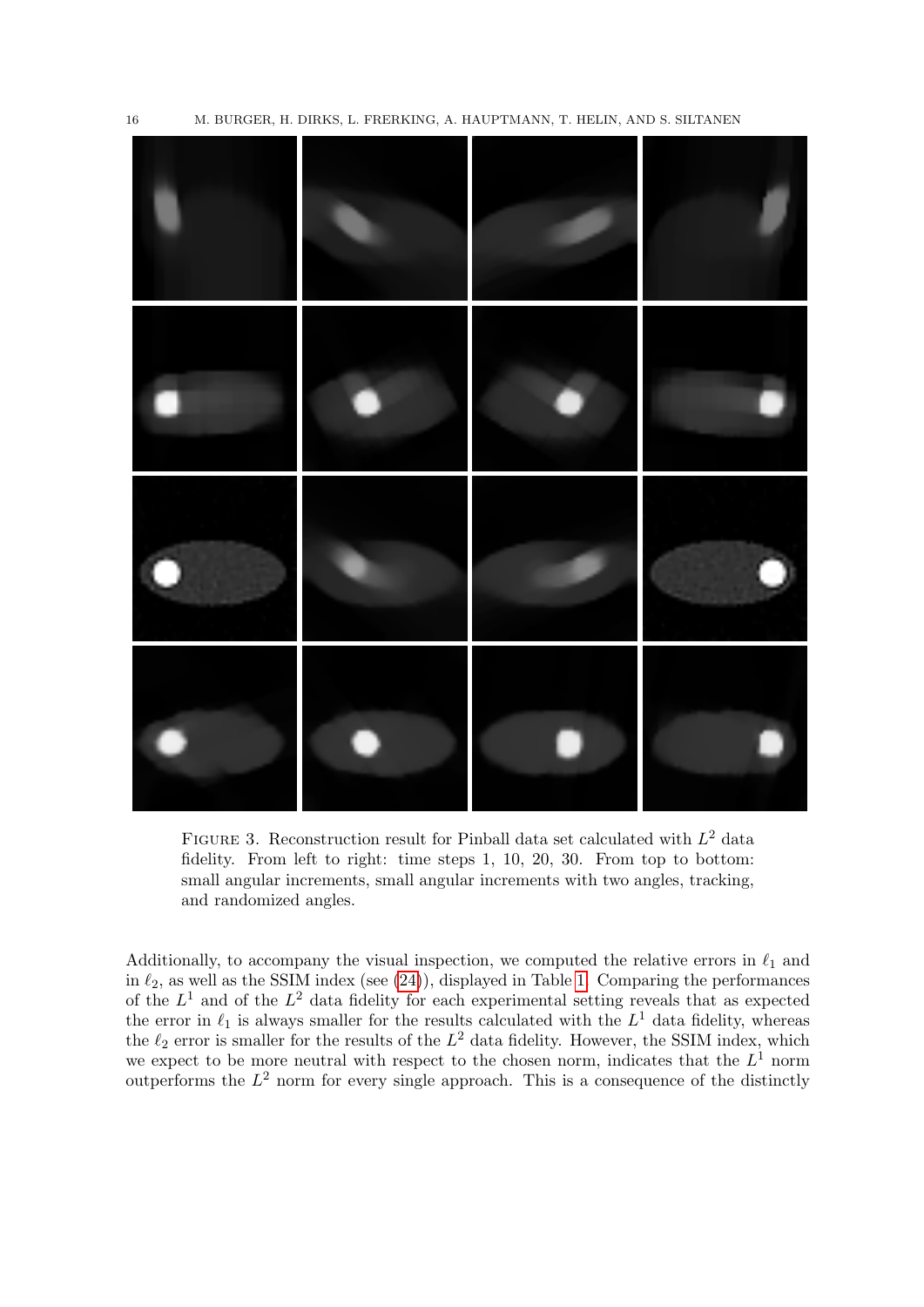FIGURE 3. Reconstruction result for Pinball data set calculated with $L^2$ data fidelity. From left to right: time steps 1, 10, 20, 30. From top to bottom: small angular increments, small angular increments with two angles, tracking, and randomized angles.

Additionally, to accompany the visual inspection, we computed the relative errors in $\ell_1$ and in $\ell_2$, as well as the SSIM index (see (24)), displayed in Table 1. Comparing the performances of the $L^1$ and of the $L^2$ data fidelity for each experimental setting reveals that as expected the error in $\ell_1$ is always smaller for the results calculated with the $L^1$ data fidelity, whereas the $\ell_2$ error is smaller for the results of the $L^2$ data fidelity. However, the SSIM index, which we expect to be more neutral with respect to the chosen norm, indicates that the $L^1$ norm outperforms the $L^2$ norm for every single approach. This is a consequence of the distinctly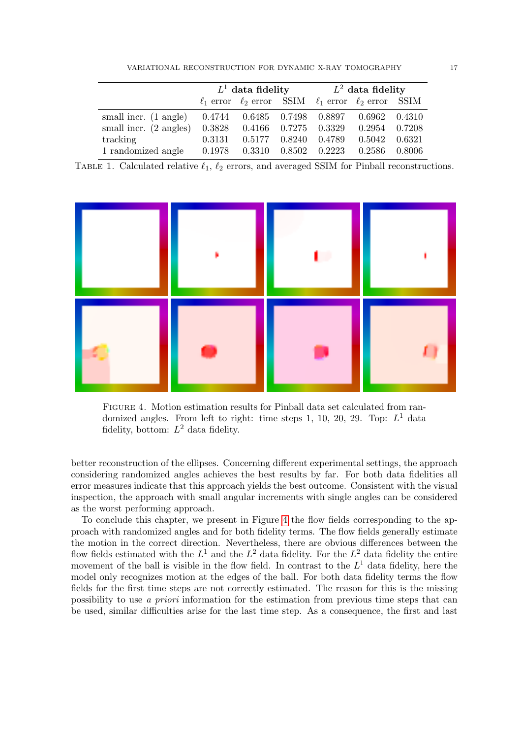| | $L^1$ data fidelity | | | $L^2$ data fidelity | | |
|---|---|---|---|---|---|---|
| | $\ell_1$ error | $\ell_2$ error | SSIM | $\ell_1$ error | $\ell_2$ error | SSIM |
| small incr. (1 angle) | 0.4744 | 0.6485 | 0.7498 | 0.8897 | 0.6962 | 0.4310 |
| small incr. (2 angles) | 0.3828 | 0.4166 | 0.7275 | 0.3329 | 0.2954 | 0.7208 |
| tracking | 0.3131 | 0.5177 | 0.8240 | 0.4789 | 0.5042 | 0.6321 |
| 1 randomized angle | 0.1978 | 0.3310 | 0.8502 | 0.2223 | 0.2586 | 0.8006 |

TABLE 1. Calculated relative $\ell_1$, $\ell_2$ errors, and averaged SSIM for Pinball reconstructions.

FIGURE 4. Motion estimation results for Pinball data set calculated from randomized angles. From left to right: time steps 1, 10, 20, 29. Top: $L^1$ data fidelity, bottom: $L^2$ data fidelity.

better reconstruction of the ellipses. Concerning different experimental settings, the approach considering randomized angles achieves the best results by far. For both data fidelities all error measures indicate that this approach yields the best outcome. Consistent with the visual inspection, the approach with small angular increments with single angles can be considered as the worst performing approach.

To conclude this chapter, we present in Figure 4 the flow fields corresponding to the approach with randomized angles and for both fidelity terms. The flow fields generally estimate the motion in the correct direction. Nevertheless, there are obvious differences between the flow fields estimated with the $L^1$ and the $L^2$ data fidelity. For the $L^2$ data fidelity the entire movement of the ball is visible in the flow field. In contrast to the $L^1$ data fidelity, here the model only recognizes motion at the edges of the ball. For both data fidelity terms the flow fields for the first time steps are not correctly estimated. The reason for this is the missing possibility to use *a priori* information for the estimation from previous time steps that can be used, similar difficulties arise for the last time step. As a consequence, the first and last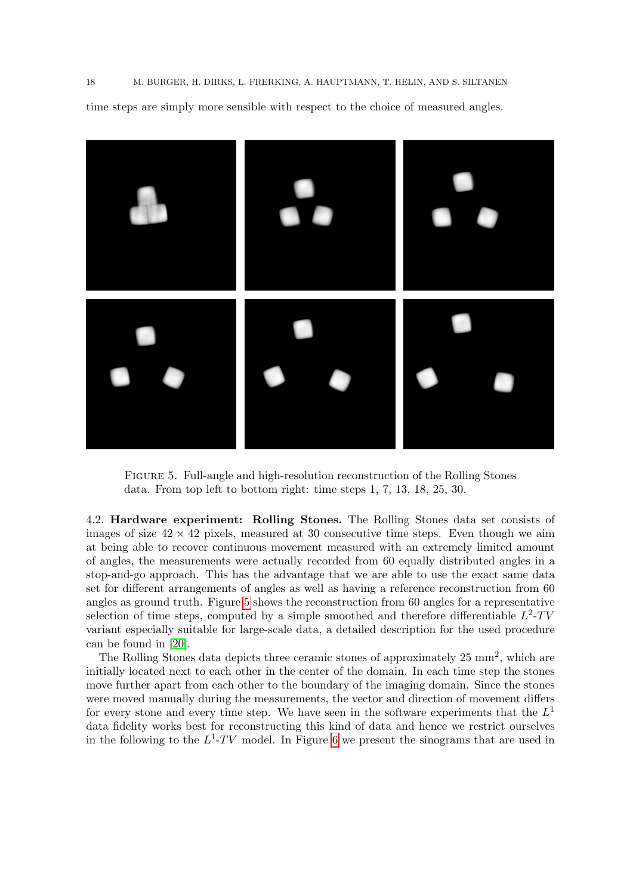time steps are simply more sensible with respect to the choice of measured angles.

FIGURE 5. Full-angle and high-resolution reconstruction of the Rolling Stones data. From top left to bottom right: time steps 1, 7, 13, 18, 25, 30.

4.2. **Hardware experiment: Rolling Stones.** The Rolling Stones data set consists of images of size $42 \times 42$ pixels, measured at 30 consecutive time steps. Even though we aim at being able to recover continuous movement measured with an extremely limited amount of angles, the measurements were actually recorded from 60 equally distributed angles in a stop-and-go approach. This has the advantage that we are able to use the exact same data set for different arrangements of angles as well as having a reference reconstruction from 60 angles as ground truth. Figure 5 shows the reconstruction from 60 angles for a representative selection of time steps, computed by a simple smoothed and therefore differentiable $L^2$-$TV$ variant especially suitable for large-scale data, a detailed description for the used procedure can be found in [20].

The Rolling Stones data depicts three ceramic stones of approximately 25 mm$^2$, which are initially located next to each other in the center of the domain. In each time step the stones move further apart from each other to the boundary of the imaging domain. Since the stones were moved manually during the measurements, the vector and direction of movement differs for every stone and every time step. We have seen in the software experiments that the $L^1$ data fidelity works best for reconstructing this kind of data and hence we restrict ourselves in the following to the $L^1$-$TV$ model. In Figure 6 we present the sinograms that are used in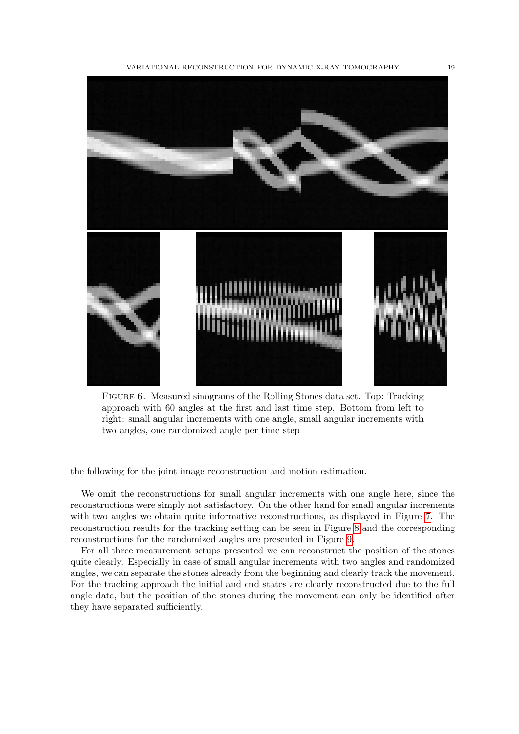FIGURE 6. Measured sinograms of the Rolling Stones data set. Top: Tracking approach with 60 angles at the first and last time step. Bottom from left to right: small angular increments with one angle, small angular increments with two angles, one randomized angle per time step

the following for the joint image reconstruction and motion estimation.

We omit the reconstructions for small angular increments with one angle here, since the reconstructions were simply not satisfactory. On the other hand for small angular increments with two angles we obtain quite informative reconstructions, as displayed in Figure 7. The reconstruction results for the tracking setting can be seen in Figure 8 and the corresponding reconstructions for the randomized angles are presented in Figure 9.

For all three measurement setups presented we can reconstruct the position of the stones quite clearly. Especially in case of small angular increments with two angles and randomized angles, we can separate the stones already from the beginning and clearly track the movement. For the tracking approach the initial and end states are clearly reconstructed due to the full angle data, but the position of the stones during the movement can only be identified after they have separated sufficiently.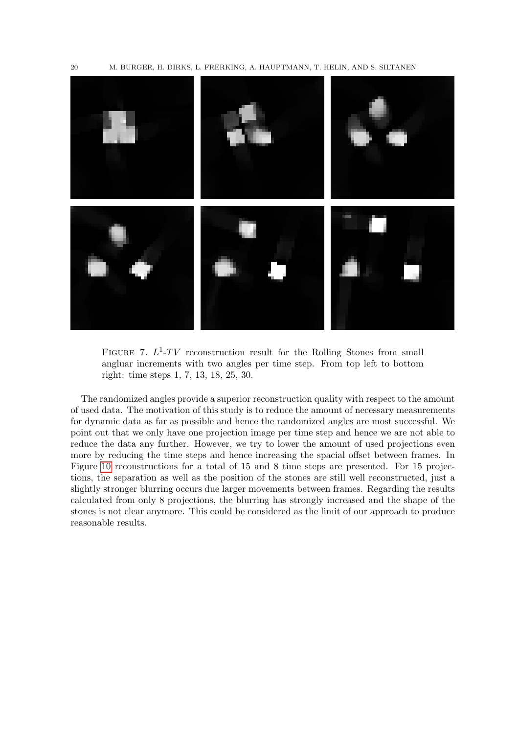FIGURE 7. $L^1$-$TV$ reconstruction result for the Rolling Stones from small angluar increments with two angles per time step. From top left to bottom right: time steps 1, 7, 13, 18, 25, 30.

The randomized angles provide a superior reconstruction quality with respect to the amount of used data. The motivation of this study is to reduce the amount of necessary measurements for dynamic data as far as possible and hence the randomized angles are most successful. We point out that we only have one projection image per time step and hence we are not able to reduce the data any further. However, we try to lower the amount of used projections even more by reducing the time steps and hence increasing the spacial offset between frames. In Figure 10 reconstructions for a total of 15 and 8 time steps are presented. For 15 projections, the separation as well as the position of the stones are still well reconstructed, just a slightly stronger blurring occurs due larger movements between frames. Regarding the results calculated from only 8 projections, the blurring has strongly increased and the shape of the stones is not clear anymore. This could be considered as the limit of our approach to produce reasonable results.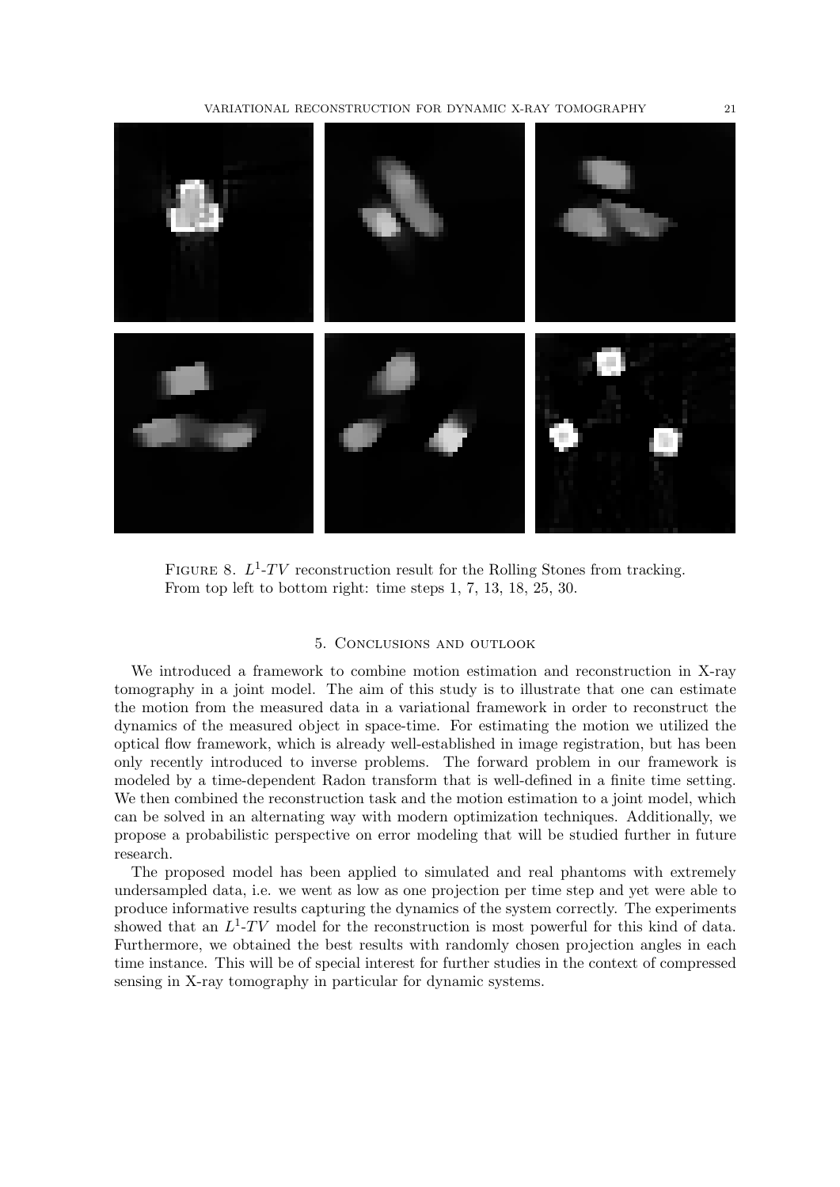FIGURE 8. $L^1$-$TV$ reconstruction result for the Rolling Stones from tracking. From top left to bottom right: time steps 1, 7, 13, 18, 25, 30.

## 5. Conclusions and outlook

We introduced a framework to combine motion estimation and reconstruction in X-ray tomography in a joint model. The aim of this study is to illustrate that one can estimate the motion from the measured data in a variational framework in order to reconstruct the dynamics of the measured object in space-time. For estimating the motion we utilized the optical flow framework, which is already well-established in image registration, but has been only recently introduced to inverse problems. The forward problem in our framework is modeled by a time-dependent Radon transform that is well-defined in a finite time setting. We then combined the reconstruction task and the motion estimation to a joint model, which can be solved in an alternating way with modern optimization techniques. Additionally, we propose a probabilistic perspective on error modeling that will be studied further in future research.

The proposed model has been applied to simulated and real phantoms with extremely undersampled data, i.e. we went as low as one projection per time step and yet were able to produce informative results capturing the dynamics of the system correctly. The experiments showed that an $L^1$-$TV$ model for the reconstruction is most powerful for this kind of data. Furthermore, we obtained the best results with randomly chosen projection angles in each time instance. This will be of special interest for further studies in the context of compressed sensing in X-ray tomography in particular for dynamic systems.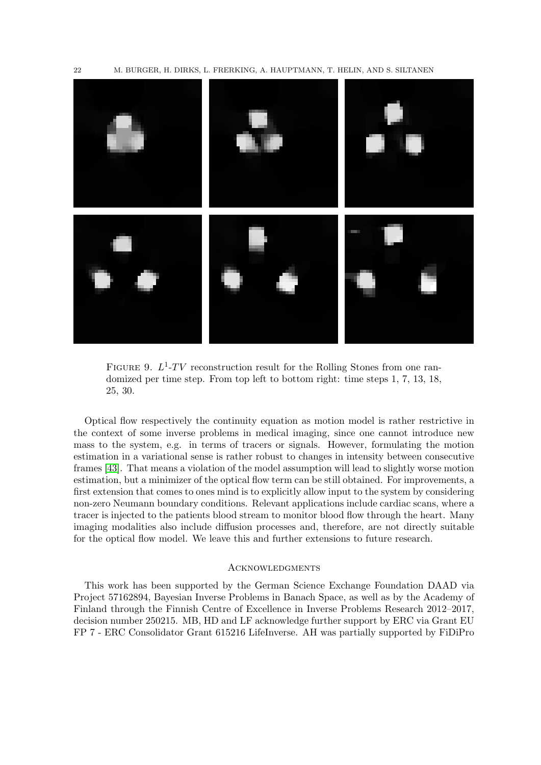FIGURE 9. $L^1$-$TV$ reconstruction result for the Rolling Stones from one randomized per time step. From top left to bottom right: time steps 1, 7, 13, 18, 25, 30.

Optical flow respectively the continuity equation as motion model is rather restrictive in the context of some inverse problems in medical imaging, since one cannot introduce new mass to the system, e.g. in terms of tracers or signals. However, formulating the motion estimation in a variational sense is rather robust to changes in intensity between consecutive frames [43]. That means a violation of the model assumption will lead to slightly worse motion estimation, but a minimizer of the optical flow term can be still obtained. For improvements, a first extension that comes to ones mind is to explicitly allow input to the system by considering non-zero Neumann boundary conditions. Relevant applications include cardiac scans, where a tracer is injected to the patients blood stream to monitor blood flow through the heart. Many imaging modalities also include diffusion processes and, therefore, are not directly suitable for the optical flow model. We leave this and further extensions to future research.

## Acknowledgments

This work has been supported by the German Science Exchange Foundation DAAD via Project 57162894, Bayesian Inverse Problems in Banach Space, as well as by the Academy of Finland through the Finnish Centre of Excellence in Inverse Problems Research 2012–2017, decision number 250215. MB, HD and LF acknowledge further support by ERC via Grant EU FP 7 - ERC Consolidator Grant 615216 LifeInverse. AH was partially supported by FiDiPro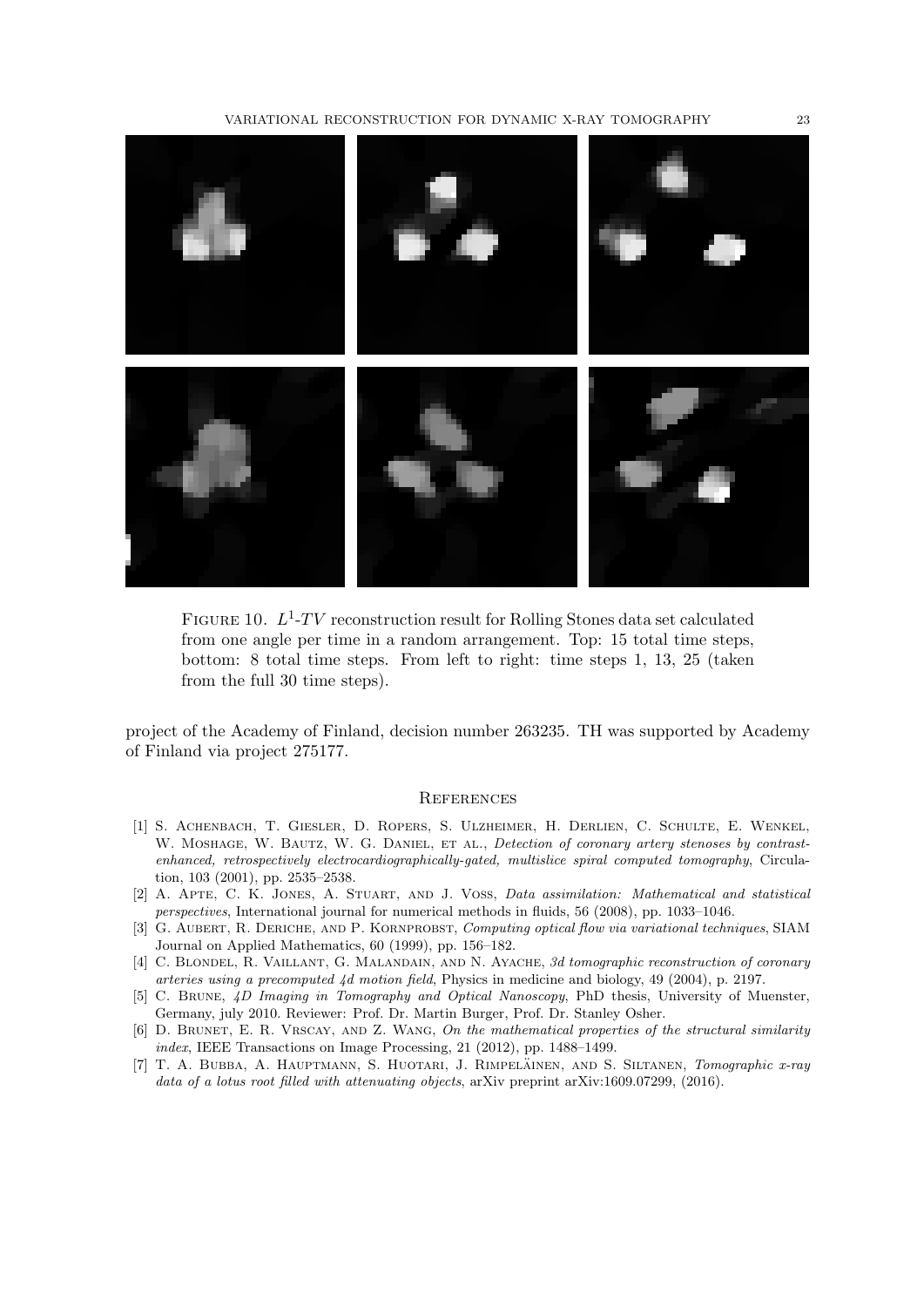FIGURE 10. $L^1$-$TV$ reconstruction result for Rolling Stones data set calculated from one angle per time in a random arrangement. Top: 15 total time steps, bottom: 8 total time steps. From left to right: time steps 1, 13, 25 (taken from the full 30 time steps).

project of the Academy of Finland, decision number 263235. TH was supported by Academy of Finland via project 275177.

## REFERENCES

[1] S. Achenbach, T. Giesler, D. Ropers, S. Ulzheimer, H. Derlien, C. Schulte, E. Wenkel, W. Moshage, W. Bautz, W. G. Daniel, et al., *Detection of coronary artery stenoses by contrast-enhanced, retrospectively electrocardiographically-gated, multislice spiral computed tomography*, Circulation, 103 (2001), pp. 2535–2538.

[2] A. Apte, C. K. Jones, A. Stuart, and J. Voss, *Data assimilation: Mathematical and statistical perspectives*, International journal for numerical methods in fluids, 56 (2008), pp. 1033–1046.

[3] G. Aubert, R. Deriche, and P. Kornprobst, *Computing optical flow via variational techniques*, SIAM Journal on Applied Mathematics, 60 (1999), pp. 156–182.

[4] C. Blondel, R. Vaillant, G. Malandain, and N. Ayache, *3d tomographic reconstruction of coronary arteries using a precomputed 4d motion field*, Physics in medicine and biology, 49 (2004), p. 2197.

[5] C. Brune, *4D Imaging in Tomography and Optical Nanoscopy*, PhD thesis, University of Muenster, Germany, july 2010. Reviewer: Prof. Dr. Martin Burger, Prof. Dr. Stanley Osher.

[6] D. Brunet, E. R. Vrscay, and Z. Wang, *On the mathematical properties of the structural similarity index*, IEEE Transactions on Image Processing, 21 (2012), pp. 1488–1499.

[7] T. A. Bubba, A. Hauptmann, S. Huotari, J. Rimpeläinen, and S. Siltanen, *Tomographic x-ray data of a lotus root filled with attenuating objects*, arXiv preprint arXiv:1609.07299, (2016).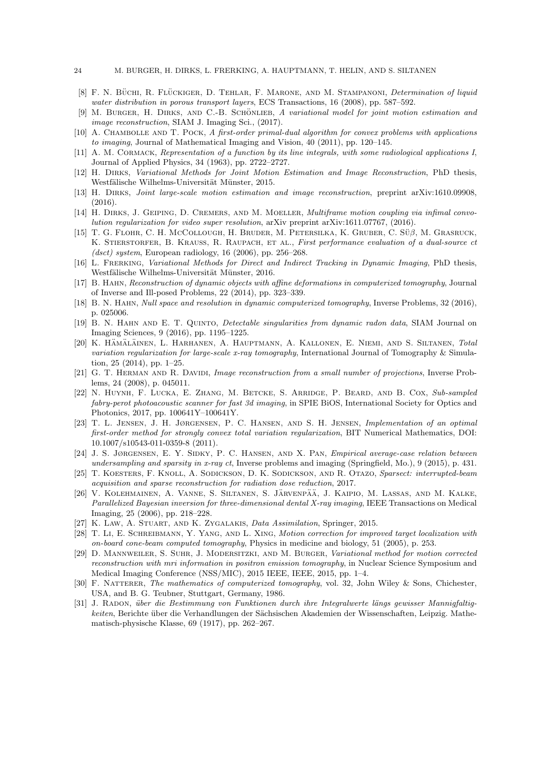[8] F. N. Büchi, R. Flückiger, D. Tehlar, F. Marone, and M. Stampanoni, *Determination of liquid water distribution in porous transport layers*, ECS Transactions, 16 (2008), pp. 587–592.

[9] M. Burger, H. Dirks, and C.-B. Schönlieb, *A variational model for joint motion estimation and image reconstruction*, SIAM J. Imaging Sci., (2017).

[10] A. Chambolle and T. Pock, *A first-order primal-dual algorithm for convex problems with applications to imaging*, Journal of Mathematical Imaging and Vision, 40 (2011), pp. 120–145.

[11] A. M. Cormack, *Representation of a function by its line integrals, with some radiological applications I*, Journal of Applied Physics, 34 (1963), pp. 2722–2727.

[12] H. Dirks, *Variational Methods for Joint Motion Estimation and Image Reconstruction*, PhD thesis, Westfälische Wilhelms-Universität Münster, 2015.

[13] H. Dirks, *Joint large-scale motion estimation and image reconstruction*, preprint arXiv:1610.09908, (2016).

[14] H. Dirks, J. Geiping, D. Cremers, and M. Moeller, *Multiframe motion coupling via infimal convolution regularization for video super resolution*, arXiv preprint arXiv:1611.07767, (2016).

[15] T. G. Flohr, C. H. McCollough, H. Bruder, M. Petersilka, K. Gruber, C. Süβ, M. Grasruck, K. Stierstorfer, B. Krauss, R. Raupach, et al., *First performance evaluation of a dual-source ct (dsct) system*, European radiology, 16 (2006), pp. 256–268.

[16] L. Frerking, *Variational Methods for Direct and Indirect Tracking in Dynamic Imaging*, PhD thesis, Westfälische Wilhelms-Universität Münster, 2016.

[17] B. Hahn, *Reconstruction of dynamic objects with affine deformations in computerized tomography*, Journal of Inverse and Ill-posed Problems, 22 (2014), pp. 323–339.

[18] B. N. Hahn, *Null space and resolution in dynamic computerized tomography*, Inverse Problems, 32 (2016), p. 025006.

[19] B. N. Hahn and E. T. Quinto, *Detectable singularities from dynamic radon data*, SIAM Journal on Imaging Sciences, 9 (2016), pp. 1195–1225.

[20] K. Hämäläinen, L. Harhanen, A. Hauptmann, A. Kallonen, E. Niemi, and S. Siltanen, *Total variation regularization for large-scale x-ray tomography*, International Journal of Tomography & Simulation, 25 (2014), pp. 1–25.

[21] G. T. Herman and R. Davidi, *Image reconstruction from a small number of projections*, Inverse Problems, 24 (2008), p. 045011.

[22] N. Huynh, F. Lucka, E. Zhang, M. Betcke, S. Arridge, P. Beard, and B. Cox, *Sub-sampled fabry-perot photoacoustic scanner for fast 3d imaging*, in SPIE BiOS, International Society for Optics and Photonics, 2017, pp. 100641Y–100641Y.

[23] T. L. Jensen, J. H. Jørgensen, P. C. Hansen, and S. H. Jensen, *Implementation of an optimal first-order method for strongly convex total variation regularization*, BIT Numerical Mathematics, DOI: 10.1007/s10543-011-0359-8 (2011).

[24] J. S. Jørgensen, E. Y. Sidky, P. C. Hansen, and X. Pan, *Empirical average-case relation between undersampling and sparsity in x-ray ct*, Inverse problems and imaging (Springfield, Mo.), 9 (2015), p. 431.

[25] T. Koesters, F. Knoll, A. Sodickson, D. K. Sodickson, and R. Otazo, *Sparsect: interrupted-beam acquisition and sparse reconstruction for radiation dose reduction*, 2017.

[26] V. Kolehmainen, A. Vanne, S. Siltanen, S. Järvenpää, J. Kaipio, M. Lassas, and M. Kalke, *Parallelized Bayesian inversion for three-dimensional dental X-ray imaging*, IEEE Transactions on Medical Imaging, 25 (2006), pp. 218–228.

[27] K. Law, A. Stuart, and K. Zygalakis, *Data Assimilation*, Springer, 2015.

[28] T. Li, E. Schreibmann, Y. Yang, and L. Xing, *Motion correction for improved target localization with on-board cone-beam computed tomography*, Physics in medicine and biology, 51 (2005), p. 253.

[29] D. Mannweiler, S. Suhr, J. Modersitzki, and M. Burger, *Variational method for motion corrected reconstruction with mri information in positron emission tomography*, in Nuclear Science Symposium and Medical Imaging Conference (NSS/MIC), 2015 IEEE, IEEE, 2015, pp. 1–4.

[30] F. Natterer, *The mathematics of computerized tomography*, vol. 32, John Wiley & Sons, Chichester, USA, and B. G. Teubner, Stuttgart, Germany, 1986.

[31] J. Radon, *über die Bestimmung von Funktionen durch ihre Integralwerte längs gewisser Mannigfaltigkeiten*, Berichte über die Verhandlungen der Sächsischen Akademien der Wissenschaften, Leipzig. Mathematisch-physische Klasse, 69 (1917), pp. 262–267.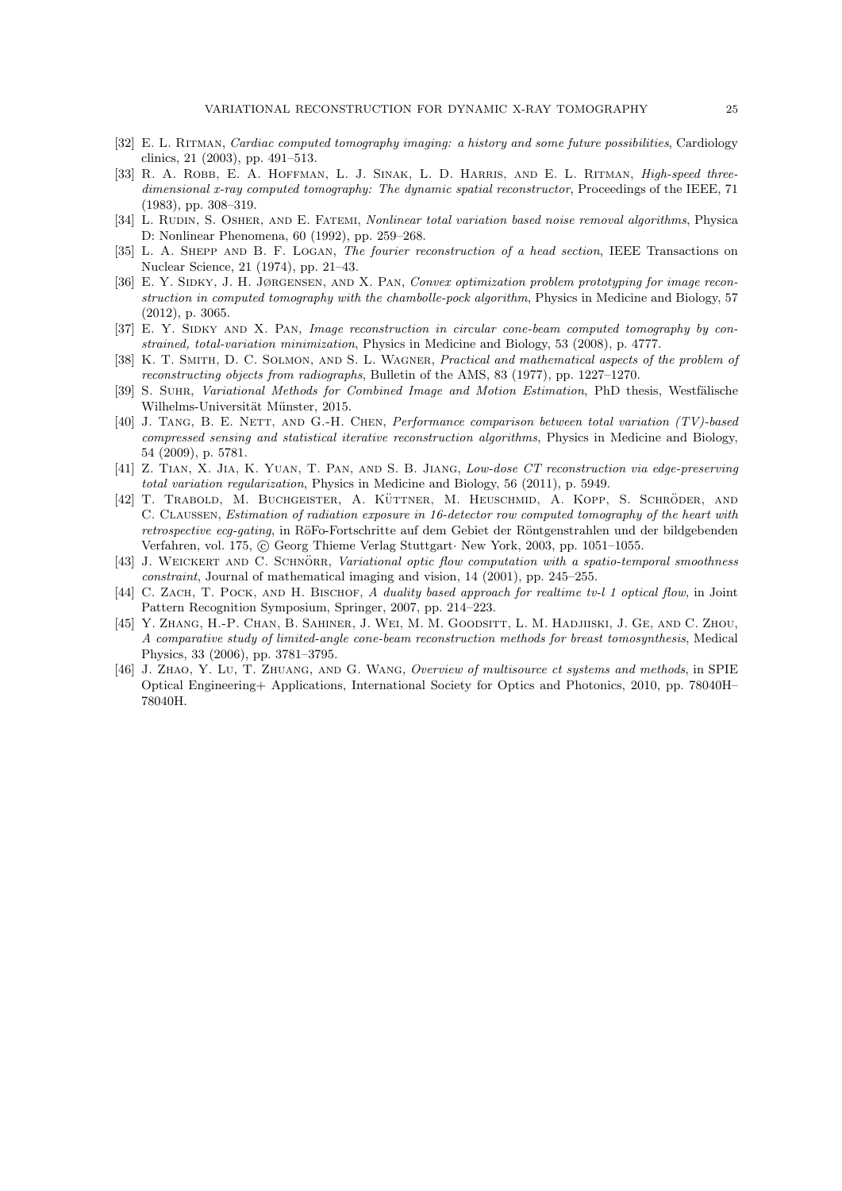[32] E. L. Ritman, *Cardiac computed tomography imaging: a history and some future possibilities*, Cardiology clinics, 21 (2003), pp. 491–513.

[33] R. A. Robb, E. A. Hoffman, L. J. Sinak, L. D. Harris, and E. L. Ritman, *High-speed three-dimensional x-ray computed tomography: The dynamic spatial reconstructor*, Proceedings of the IEEE, 71 (1983), pp. 308–319.

[34] L. Rudin, S. Osher, and E. Fatemi, *Nonlinear total variation based noise removal algorithms*, Physica D: Nonlinear Phenomena, 60 (1992), pp. 259–268.

[35] L. A. Shepp and B. F. Logan, *The fourier reconstruction of a head section*, IEEE Transactions on Nuclear Science, 21 (1974), pp. 21–43.

[36] E. Y. Sidky, J. H. Jørgensen, and X. Pan, *Convex optimization problem prototyping for image reconstruction in computed tomography with the chambolle-pock algorithm*, Physics in Medicine and Biology, 57 (2012), p. 3065.

[37] E. Y. Sidky and X. Pan, *Image reconstruction in circular cone-beam computed tomography by constrained, total-variation minimization*, Physics in Medicine and Biology, 53 (2008), p. 4777.

[38] K. T. Smith, D. C. Solmon, and S. L. Wagner, *Practical and mathematical aspects of the problem of reconstructing objects from radiographs*, Bulletin of the AMS, 83 (1977), pp. 1227–1270.

[39] S. Suhr, *Variational Methods for Combined Image and Motion Estimation*, PhD thesis, Westfälische Wilhelms-Universität Münster, 2015.

[40] J. Tang, B. E. Nett, and G.-H. Chen, *Performance comparison between total variation (TV)-based compressed sensing and statistical iterative reconstruction algorithms*, Physics in Medicine and Biology, 54 (2009), p. 5781.

[41] Z. Tian, X. Jia, K. Yuan, T. Pan, and S. B. Jiang, *Low-dose CT reconstruction via edge-preserving total variation regularization*, Physics in Medicine and Biology, 56 (2011), p. 5949.

[42] T. Trabold, M. Buchgeister, A. Küttner, M. Heuschmid, A. Kopp, S. Schröder, and C. Claussen, *Estimation of radiation exposure in 16-detector row computed tomography of the heart with retrospective ecg-gating*, in RöFo-Fortschritte auf dem Gebiet der Röntgenstrahlen und der bildgebenden Verfahren, vol. 175, © Georg Thieme Verlag Stuttgart· New York, 2003, pp. 1051–1055.

[43] J. Weickert and C. Schnörr, *Variational optic flow computation with a spatio-temporal smoothness constraint*, Journal of mathematical imaging and vision, 14 (2001), pp. 245–255.

[44] C. Zach, T. Pock, and H. Bischof, *A duality based approach for realtime tv-l 1 optical flow*, in Joint Pattern Recognition Symposium, Springer, 2007, pp. 214–223.

[45] Y. Zhang, H.-P. Chan, B. Sahiner, J. Wei, M. M. Goodsitt, L. M. Hadjiiski, J. Ge, and C. Zhou, *A comparative study of limited-angle cone-beam reconstruction methods for breast tomosynthesis*, Medical Physics, 33 (2006), pp. 3781–3795.

[46] J. Zhao, Y. Lu, T. Zhuang, and G. Wang, *Overview of multisource ct systems and methods*, in SPIE Optical Engineering+ Applications, International Society for Optics and Photonics, 2010, pp. 78040H–78040H.